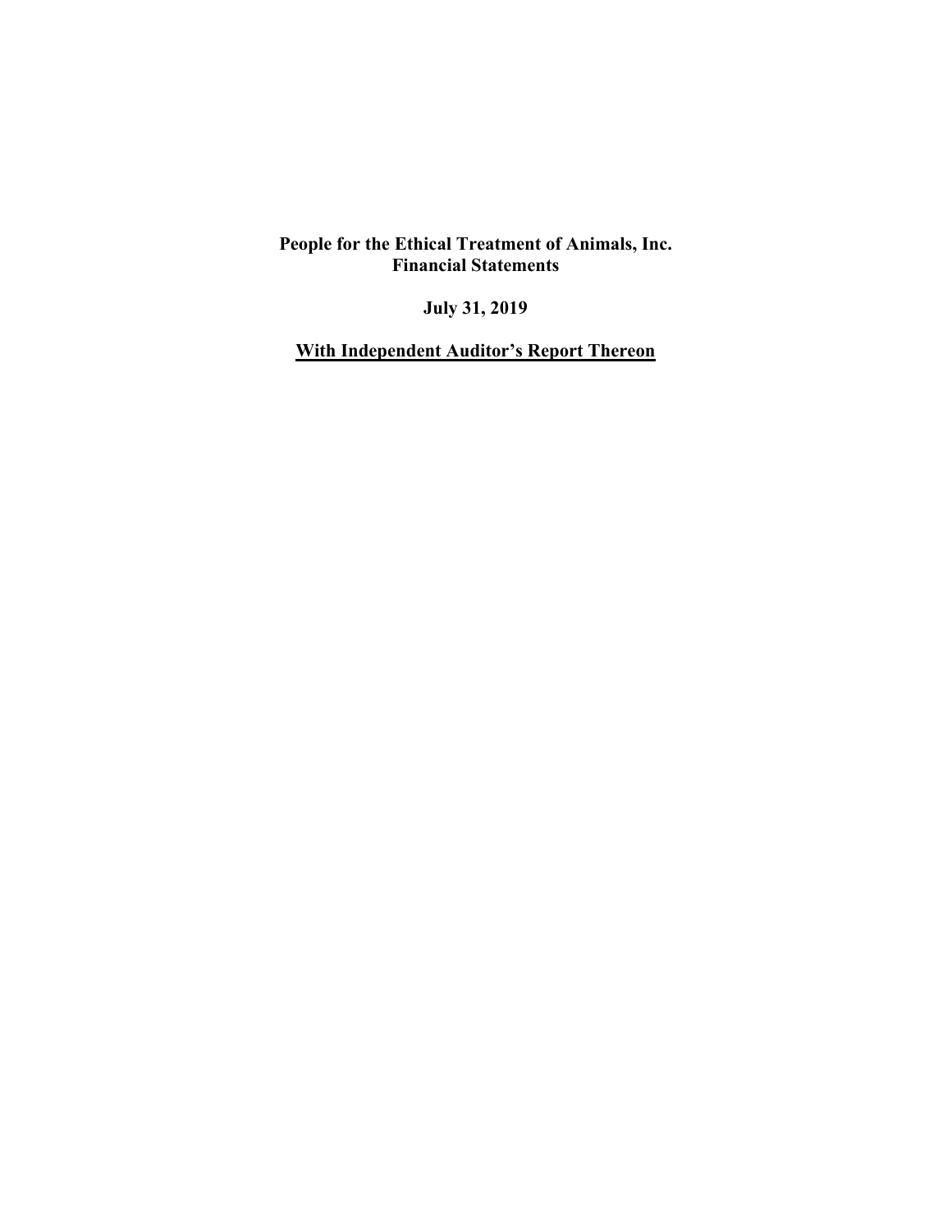**People for the Ethical Treatment of Animals, Inc.**
**Financial Statements**

**July 31, 2019**

**With Independent Auditor's Report Thereon**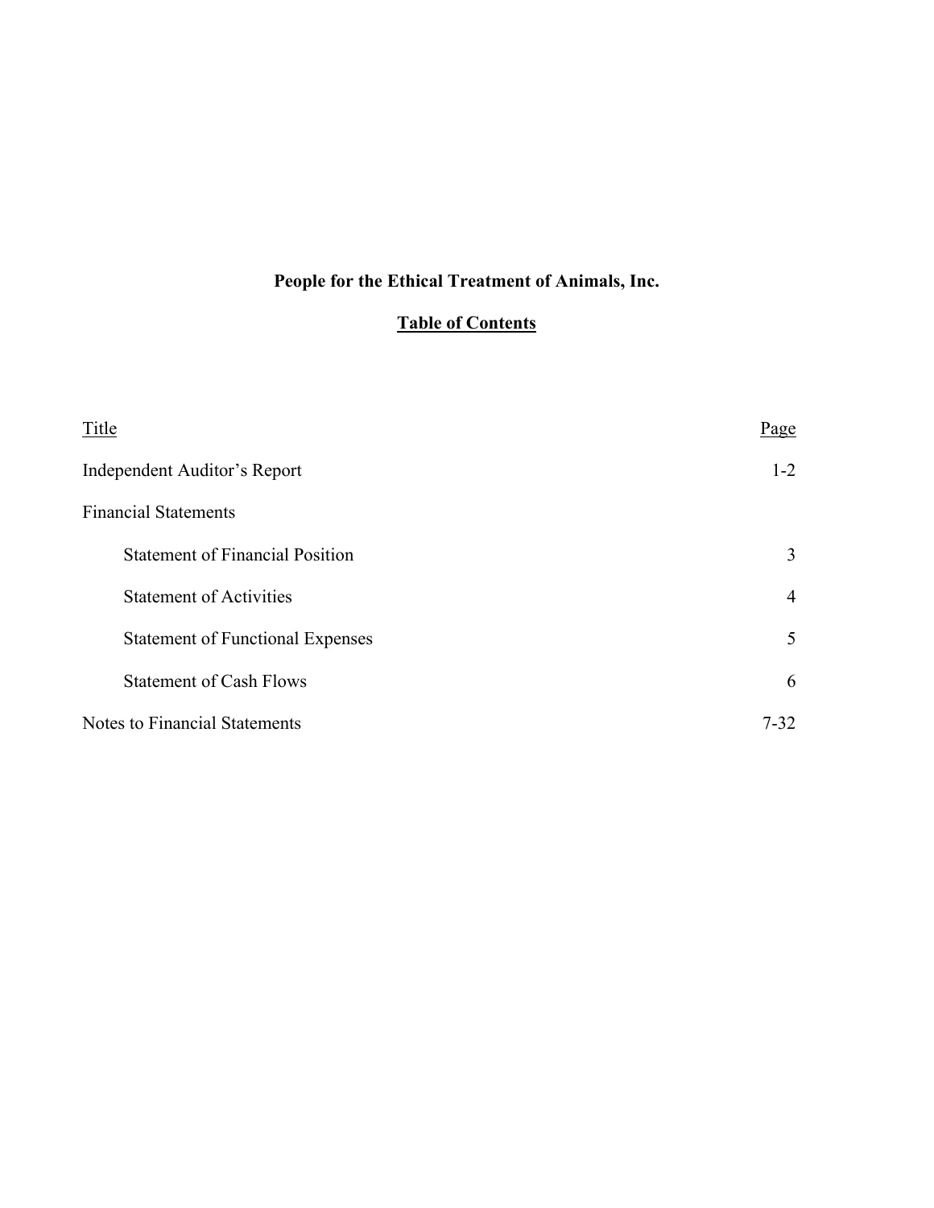**People for the Ethical Treatment of Animals, Inc.**

**Table of Contents**

| Title | Page |
| --- | --- |
| Independent Auditor's Report | 1-2 |
| Financial Statements | |
| Statement of Financial Position | 3 |
| Statement of Activities | 4 |
| Statement of Functional Expenses | 5 |
| Statement of Cash Flows | 6 |
| Notes to Financial Statements | 7-32 |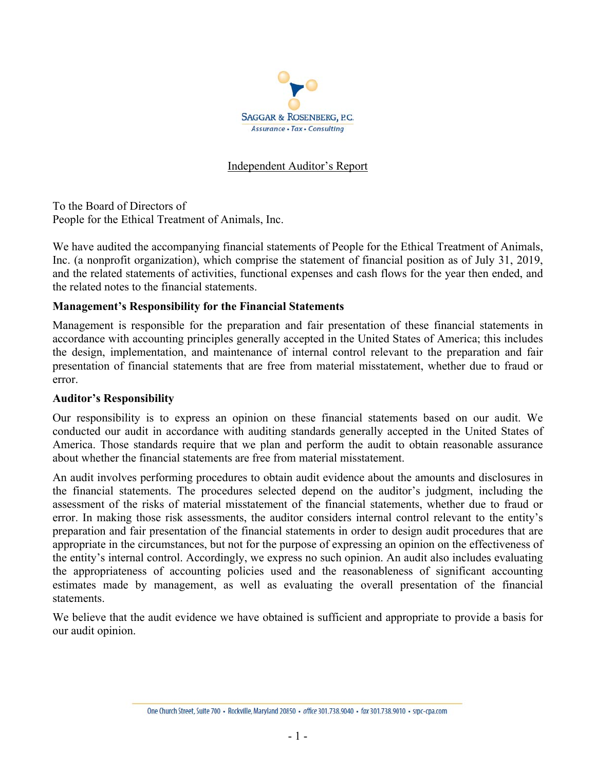SAGGAR & ROSENBERG, P.C.
Assurance • Tax • Consulting

Independent Auditor's Report

To the Board of Directors of
People for the Ethical Treatment of Animals, Inc.

We have audited the accompanying financial statements of People for the Ethical Treatment of Animals, Inc. (a nonprofit organization), which comprise the statement of financial position as of July 31, 2019, and the related statements of activities, functional expenses and cash flows for the year then ended, and the related notes to the financial statements.

**Management's Responsibility for the Financial Statements**

Management is responsible for the preparation and fair presentation of these financial statements in accordance with accounting principles generally accepted in the United States of America; this includes the design, implementation, and maintenance of internal control relevant to the preparation and fair presentation of financial statements that are free from material misstatement, whether due to fraud or error.

**Auditor's Responsibility**

Our responsibility is to express an opinion on these financial statements based on our audit. We conducted our audit in accordance with auditing standards generally accepted in the United States of America. Those standards require that we plan and perform the audit to obtain reasonable assurance about whether the financial statements are free from material misstatement.

An audit involves performing procedures to obtain audit evidence about the amounts and disclosures in the financial statements. The procedures selected depend on the auditor's judgment, including the assessment of the risks of material misstatement of the financial statements, whether due to fraud or error. In making those risk assessments, the auditor considers internal control relevant to the entity's preparation and fair presentation of the financial statements in order to design audit procedures that are appropriate in the circumstances, but not for the purpose of expressing an opinion on the effectiveness of the entity's internal control. Accordingly, we express no such opinion. An audit also includes evaluating the appropriateness of accounting policies used and the reasonableness of significant accounting estimates made by management, as well as evaluating the overall presentation of the financial statements.

We believe that the audit evidence we have obtained is sufficient and appropriate to provide a basis for our audit opinion.

One Church Street, Suite 700 • Rockville, Maryland 20850 • office 301.738.9040 • fax 301.738.9010 • srpc-cpa.com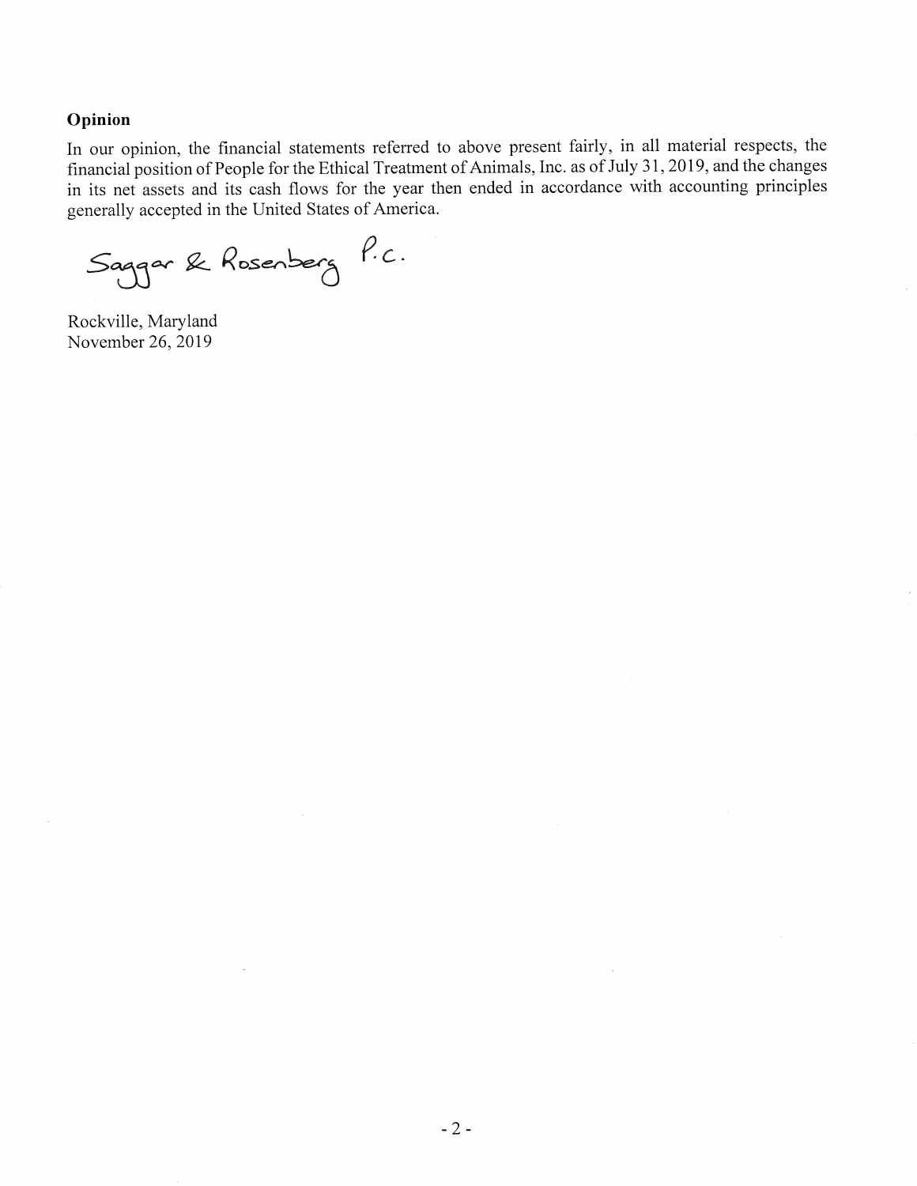### Opinion

In our opinion, the financial statements referred to above present fairly, in all material respects, the financial position of People for the Ethical Treatment of Animals, Inc. as of July 31, 2019, and the changes in its net assets and its cash flows for the year then ended in accordance with accounting principles generally accepted in the United States of America.

Saggar & Rosenberg P.C.

Rockville, Maryland
November 26, 2019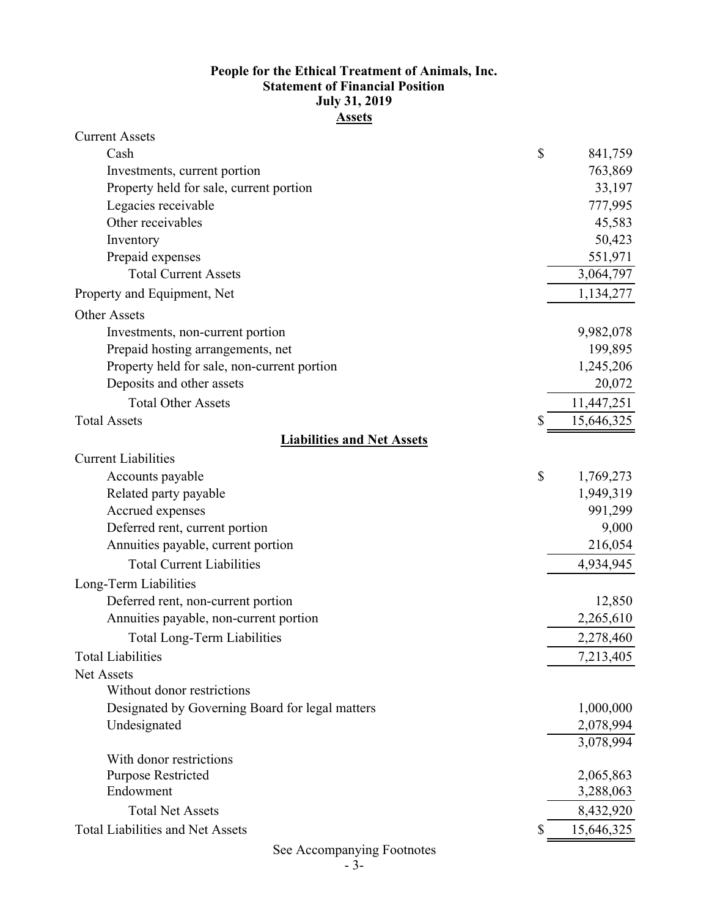**People for the Ethical Treatment of Animals, Inc.**
**Statement of Financial Position**
**July 31, 2019**

**Assets**

| | |
|---|---|
| Current Assets | |
| Cash | $ 841,759 |
| Investments, current portion | 763,869 |
| Property held for sale, current portion | 33,197 |
| Legacies receivable | 777,995 |
| Other receivables | 45,583 |
| Inventory | 50,423 |
| Prepaid expenses | 551,971 |
| Total Current Assets | 3,064,797 |
| Property and Equipment, Net | 1,134,277 |
| Other Assets | |
| Investments, non-current portion | 9,982,078 |
| Prepaid hosting arrangements, net | 199,895 |
| Property held for sale, non-current portion | 1,245,206 |
| Deposits and other assets | 20,072 |
| Total Other Assets | 11,447,251 |
| Total Assets | $ 15,646,325 |

**Liabilities and Net Assets**

| | |
|---|---|
| Current Liabilities | |
| Accounts payable | $ 1,769,273 |
| Related party payable | 1,949,319 |
| Accrued expenses | 991,299 |
| Deferred rent, current portion | 9,000 |
| Annuities payable, current portion | 216,054 |
| Total Current Liabilities | 4,934,945 |
| Long-Term Liabilities | |
| Deferred rent, non-current portion | 12,850 |
| Annuities payable, non-current portion | 2,265,610 |
| Total Long-Term Liabilities | 2,278,460 |
| Total Liabilities | 7,213,405 |
| Net Assets | |
| Without donor restrictions | |
| Designated by Governing Board for legal matters | 1,000,000 |
| Undesignated | 2,078,994 |
| | 3,078,994 |
| With donor restrictions | |
| Purpose Restricted | 2,065,863 |
| Endowment | 3,288,063 |
| Total Net Assets | 8,432,920 |
| Total Liabilities and Net Assets | $ 15,646,325 |

See Accompanying Footnotes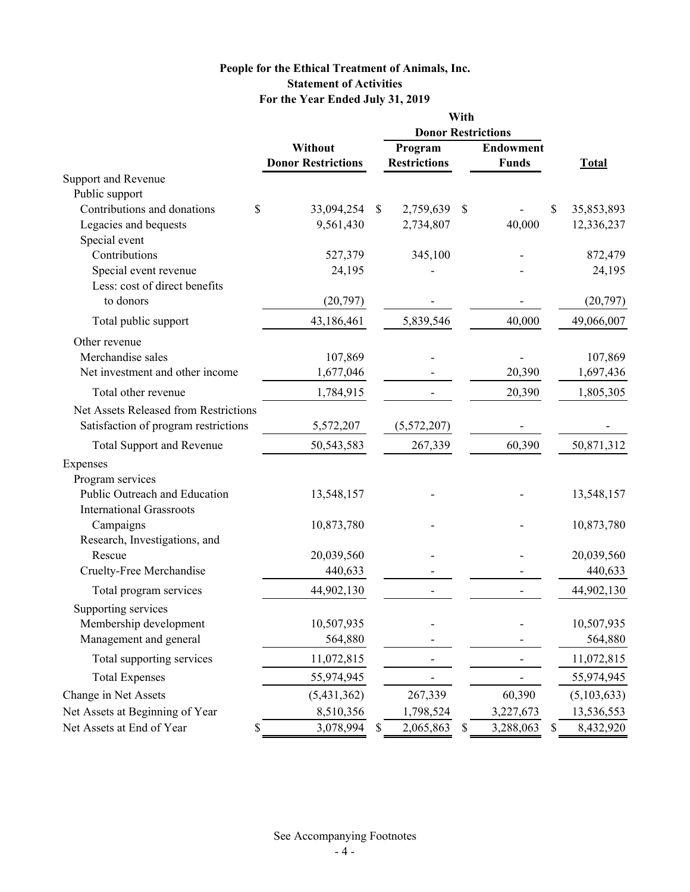# People for the Ethical Treatment of Animals, Inc.
## Statement of Activities
### For the Year Ended July 31, 2019

| | Without Donor Restrictions | With Donor Restrictions | | Total |
|---|---|---|---|---|
| | | Program Restrictions | Endowment Funds | |
| **Support and Revenue** | | | | |
| Public support | | | | |
| Contributions and donations | $ 33,094,254 | $ 2,759,639 | $ - | $ 35,853,893 |
| Legacies and bequests | 9,561,430 | 2,734,807 | 40,000 | 12,336,237 |
| Special event | | | | |
| Contributions | 527,379 | 345,100 | - | 872,479 |
| Special event revenue | 24,195 | - | - | 24,195 |
| Less: cost of direct benefits to donors | (20,797) | - | - | (20,797) |
| Total public support | 43,186,461 | 5,839,546 | 40,000 | 49,066,007 |
| Other revenue | | | | |
| Merchandise sales | 107,869 | - | - | 107,869 |
| Net investment and other income | 1,677,046 | - | 20,390 | 1,697,436 |
| Total other revenue | 1,784,915 | - | 20,390 | 1,805,305 |
| Net Assets Released from Restrictions | | | | |
| Satisfaction of program restrictions | 5,572,207 | (5,572,207) | - | - |
| Total Support and Revenue | 50,543,583 | 267,339 | 60,390 | 50,871,312 |
| **Expenses** | | | | |
| Program services | | | | |
| Public Outreach and Education | 13,548,157 | - | - | 13,548,157 |
| International Grassroots Campaigns | 10,873,780 | - | - | 10,873,780 |
| Research, Investigations, and Rescue | 20,039,560 | - | - | 20,039,560 |
| Cruelty-Free Merchandise | 440,633 | - | - | 440,633 |
| Total program services | 44,902,130 | - | - | 44,902,130 |
| Supporting services | | | | |
| Membership development | 10,507,935 | - | - | 10,507,935 |
| Management and general | 564,880 | - | - | 564,880 |
| Total supporting services | 11,072,815 | - | - | 11,072,815 |
| Total Expenses | 55,974,945 | - | - | 55,974,945 |
| Change in Net Assets | (5,431,362) | 267,339 | 60,390 | (5,103,633) |
| Net Assets at Beginning of Year | 8,510,356 | 1,798,524 | 3,227,673 | 13,536,553 |
| Net Assets at End of Year | $ 3,078,994 | $ 2,065,863 | $ 3,288,063 | $ 8,432,920 |

See Accompanying Footnotes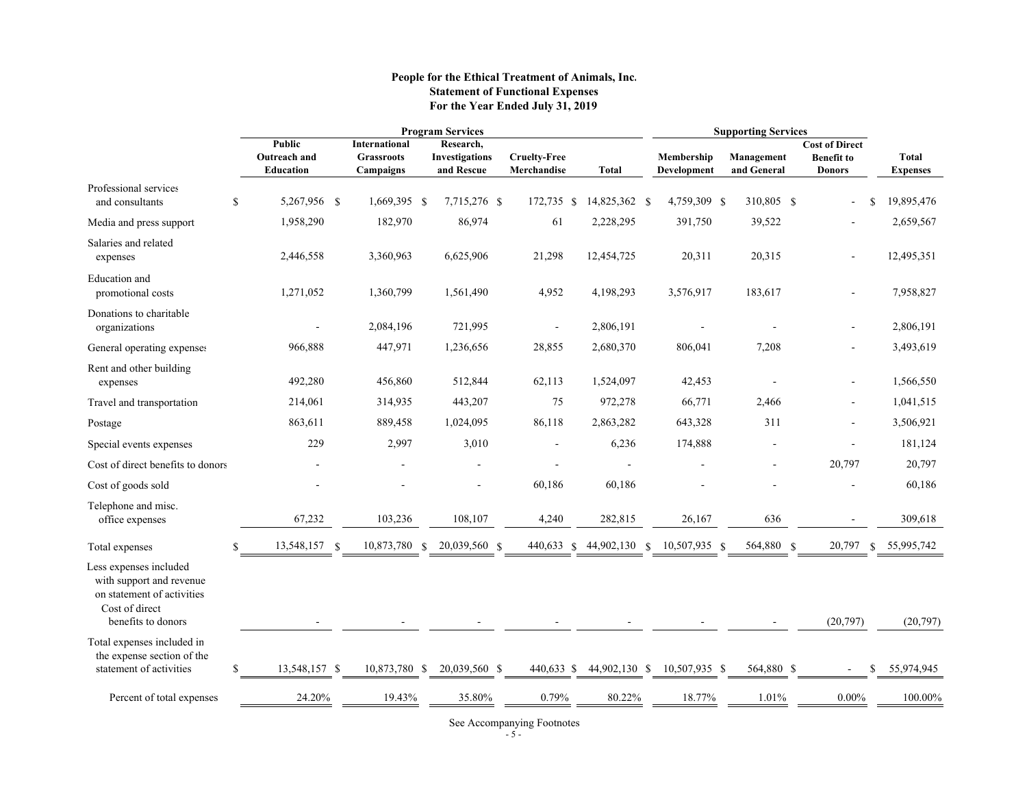**People for the Ethical Treatment of Animals, Inc.**
**Statement of Functional Expenses**
**For the Year Ended July 31, 2019**

| | Program Services | | | | | Supporting Services | | | |
|---|---|---|---|---|---|---|---|---|---|
| | **Public Outreach and Education** | **International Grassroots Campaigns** | **Research, Investigations and Rescue** | **Cruelty-Free Merchandise** | **Total** | **Membership Development** | **Management and General** | **Cost of Direct Benefit to Donors** | **Total Expenses** |
| Professional services and consultants | $ 5,267,956 | $ 1,669,395 | $ 7,715,276 | $ 172,735 | $ 14,825,362 | $ 4,759,309 | $ 310,805 | $ - | $ 19,895,476 |
| Media and press support | 1,958,290 | 182,970 | 86,974 | 61 | 2,228,295 | 391,750 | 39,522 | - | 2,659,567 |
| Salaries and related expenses | 2,446,558 | 3,360,963 | 6,625,906 | 21,298 | 12,454,725 | 20,311 | 20,315 | - | 12,495,351 |
| Education and promotional costs | 1,271,052 | 1,360,799 | 1,561,490 | 4,952 | 4,198,293 | 3,576,917 | 183,617 | - | 7,958,827 |
| Donations to charitable organizations | - | 2,084,196 | 721,995 | - | 2,806,191 | - | - | - | 2,806,191 |
| General operating expenses | 966,888 | 447,971 | 1,236,656 | 28,855 | 2,680,370 | 806,041 | 7,208 | - | 3,493,619 |
| Rent and other building expenses | 492,280 | 456,860 | 512,844 | 62,113 | 1,524,097 | 42,453 | - | - | 1,566,550 |
| Travel and transportation | 214,061 | 314,935 | 443,207 | 75 | 972,278 | 66,771 | 2,466 | - | 1,041,515 |
| Postage | 863,611 | 889,458 | 1,024,095 | 86,118 | 2,863,282 | 643,328 | 311 | - | 3,506,921 |
| Special events expenses | 229 | 2,997 | 3,010 | - | 6,236 | 174,888 | - | - | 181,124 |
| Cost of direct benefits to donors | - | - | - | - | - | - | - | 20,797 | 20,797 |
| Cost of goods sold | - | - | - | 60,186 | 60,186 | - | - | - | 60,186 |
| Telephone and misc. office expenses | 67,232 | 103,236 | 108,107 | 4,240 | 282,815 | 26,167 | 636 | - | 309,618 |
| Total expenses | $ 13,548,157 | $ 10,873,780 | $ 20,039,560 | $ 440,633 | $ 44,902,130 | $ 10,507,935 | $ 564,880 | $ 20,797 | $ 55,995,742 |
| Less expenses included with support and revenue on statement of activities | | | | | | | | | |
| Cost of direct benefits to donors | - | - | - | - | - | - | - | (20,797) | (20,797) |
| Total expenses included in the expense section of the statement of activities | $ 13,548,157 | $ 10,873,780 | $ 20,039,560 | $ 440,633 | $ 44,902,130 | $ 10,507,935 | $ 564,880 | $ - | $ 55,974,945 |
| Percent of total expenses | 24.20% | 19.43% | 35.80% | 0.79% | 80.22% | 18.77% | 1.01% | 0.00% | 100.00% |

See Accompanying Footnotes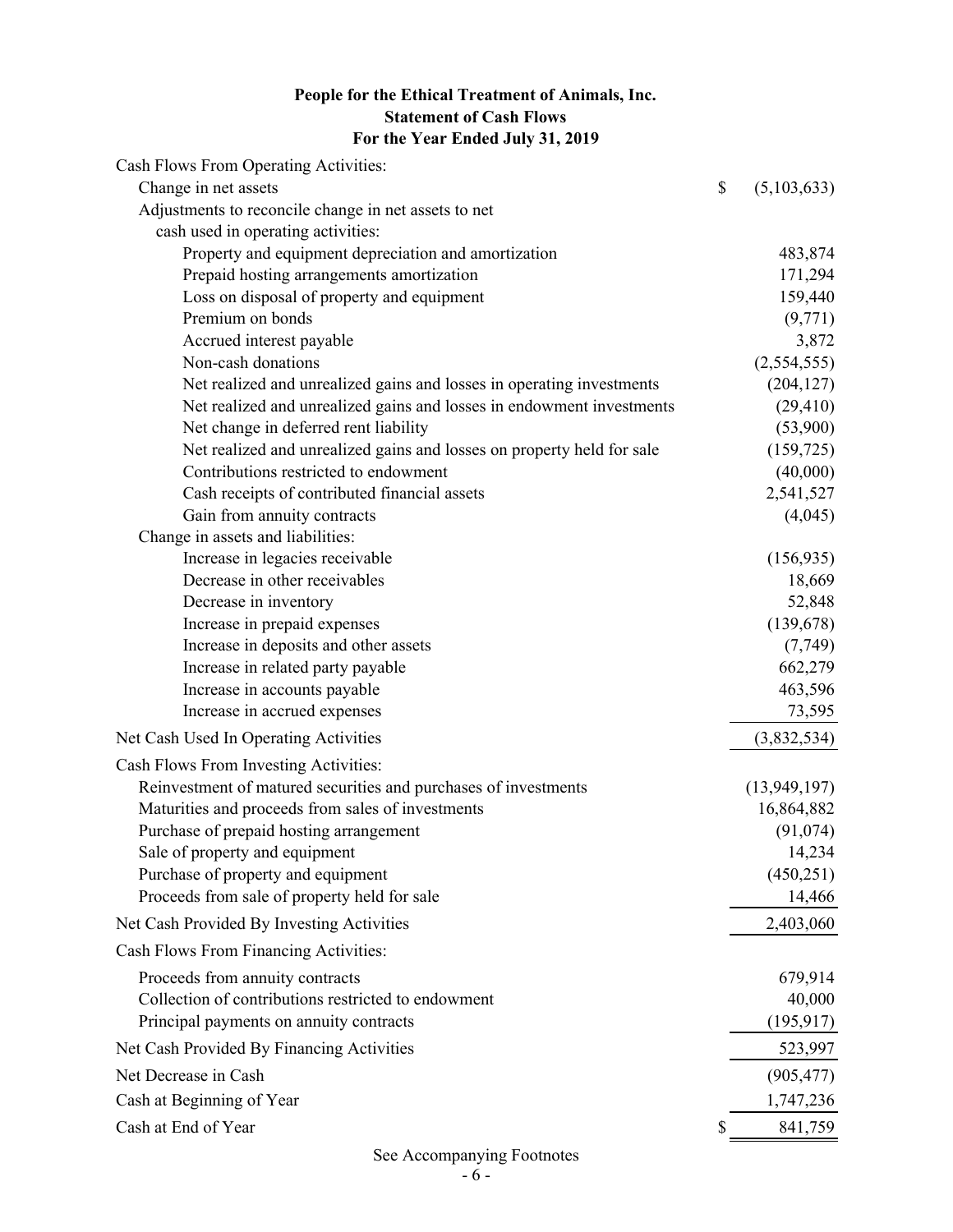**People for the Ethical Treatment of Animals, Inc.**
**Statement of Cash Flows**
**For the Year Ended July 31, 2019**

| | |
|---|---|
| Cash Flows From Operating Activities: | |
| Change in net assets | $ (5,103,633) |
| Adjustments to reconcile change in net assets to net cash used in operating activities: | |
| Property and equipment depreciation and amortization | 483,874 |
| Prepaid hosting arrangements amortization | 171,294 |
| Loss on disposal of property and equipment | 159,440 |
| Premium on bonds | (9,771) |
| Accrued interest payable | 3,872 |
| Non-cash donations | (2,554,555) |
| Net realized and unrealized gains and losses in operating investments | (204,127) |
| Net realized and unrealized gains and losses in endowment investments | (29,410) |
| Net change in deferred rent liability | (53,900) |
| Net realized and unrealized gains and losses on property held for sale | (159,725) |
| Contributions restricted to endowment | (40,000) |
| Cash receipts of contributed financial assets | 2,541,527 |
| Gain from annuity contracts | (4,045) |
| Change in assets and liabilities: | |
| Increase in legacies receivable | (156,935) |
| Decrease in other receivables | 18,669 |
| Decrease in inventory | 52,848 |
| Increase in prepaid expenses | (139,678) |
| Increase in deposits and other assets | (7,749) |
| Increase in related party payable | 662,279 |
| Increase in accounts payable | 463,596 |
| Increase in accrued expenses | 73,595 |
| Net Cash Used In Operating Activities | (3,832,534) |
| Cash Flows From Investing Activities: | |
| Reinvestment of matured securities and purchases of investments | (13,949,197) |
| Maturities and proceeds from sales of investments | 16,864,882 |
| Purchase of prepaid hosting arrangement | (91,074) |
| Sale of property and equipment | 14,234 |
| Purchase of property and equipment | (450,251) |
| Proceeds from sale of property held for sale | 14,466 |
| Net Cash Provided By Investing Activities | 2,403,060 |
| Cash Flows From Financing Activities: | |
| Proceeds from annuity contracts | 679,914 |
| Collection of contributions restricted to endowment | 40,000 |
| Principal payments on annuity contracts | (195,917) |
| Net Cash Provided By Financing Activities | 523,997 |
| Net Decrease in Cash | (905,477) |
| Cash at Beginning of Year | 1,747,236 |
| Cash at End of Year | $ 841,759 |

See Accompanying Footnotes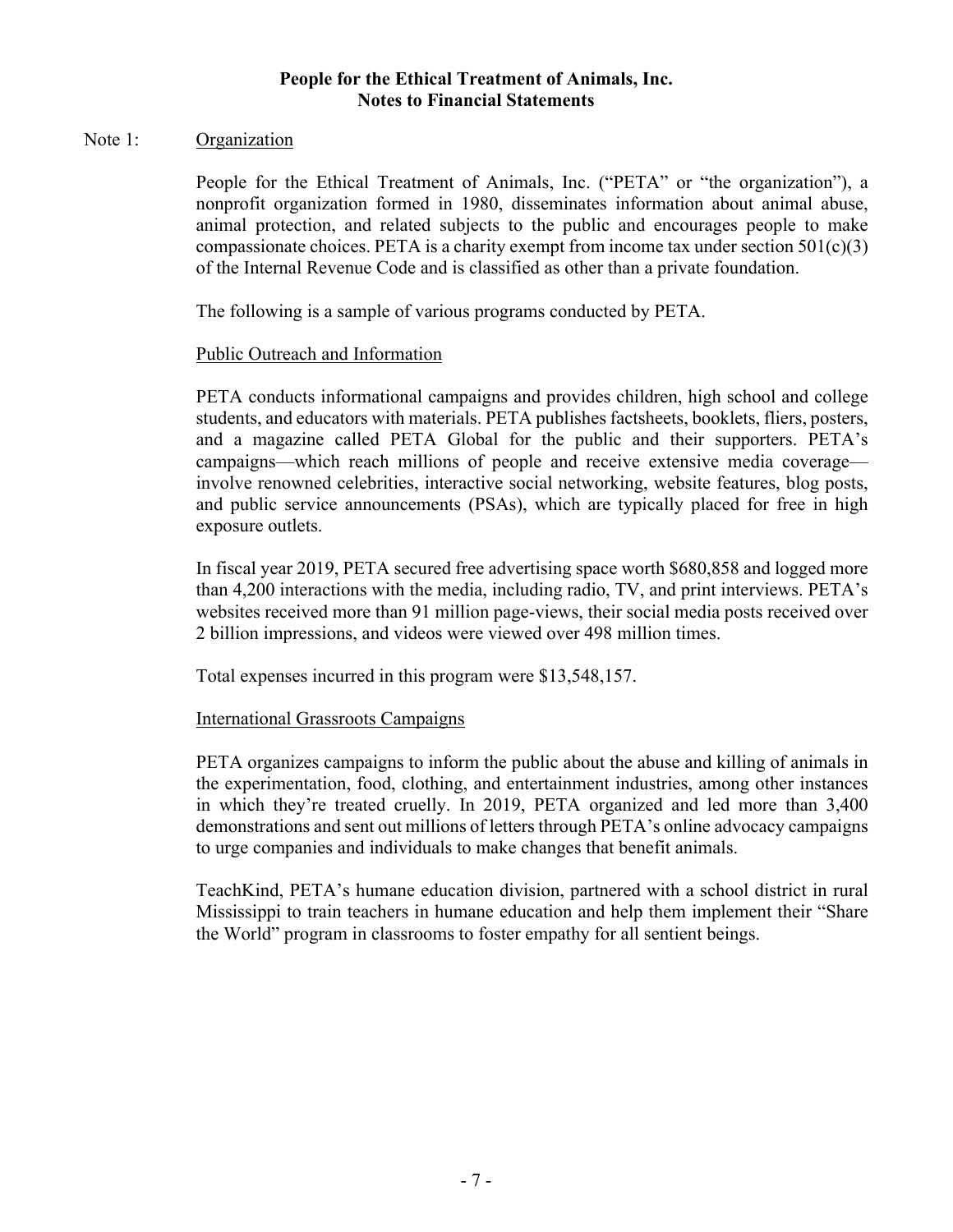# People for the Ethical Treatment of Animals, Inc.
# Notes to Financial Statements

Note 1: Organization

People for the Ethical Treatment of Animals, Inc. ("PETA" or "the organization"), a nonprofit organization formed in 1980, disseminates information about animal abuse, animal protection, and related subjects to the public and encourages people to make compassionate choices. PETA is a charity exempt from income tax under section 501(c)(3) of the Internal Revenue Code and is classified as other than a private foundation.

The following is a sample of various programs conducted by PETA.

Public Outreach and Information

PETA conducts informational campaigns and provides children, high school and college students, and educators with materials. PETA publishes factsheets, booklets, fliers, posters, and a magazine called PETA Global for the public and their supporters. PETA's campaigns—which reach millions of people and receive extensive media coverage—involve renowned celebrities, interactive social networking, website features, blog posts, and public service announcements (PSAs), which are typically placed for free in high exposure outlets.

In fiscal year 2019, PETA secured free advertising space worth $680,858 and logged more than 4,200 interactions with the media, including radio, TV, and print interviews. PETA's websites received more than 91 million page-views, their social media posts received over 2 billion impressions, and videos were viewed over 498 million times.

Total expenses incurred in this program were $13,548,157.

International Grassroots Campaigns

PETA organizes campaigns to inform the public about the abuse and killing of animals in the experimentation, food, clothing, and entertainment industries, among other instances in which they're treated cruelly. In 2019, PETA organized and led more than 3,400 demonstrations and sent out millions of letters through PETA's online advocacy campaigns to urge companies and individuals to make changes that benefit animals.

TeachKind, PETA's humane education division, partnered with a school district in rural Mississippi to train teachers in humane education and help them implement their "Share the World" program in classrooms to foster empathy for all sentient beings.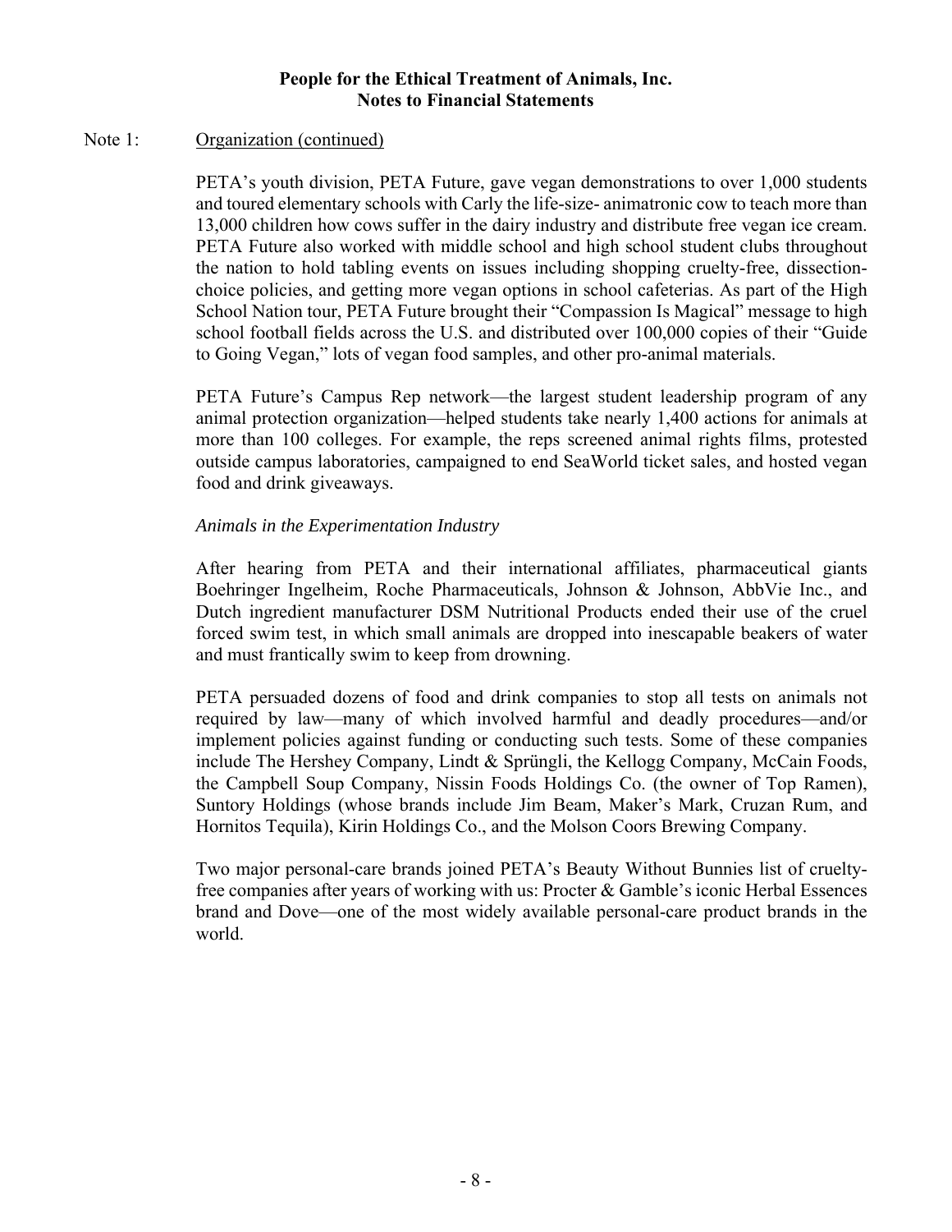# People for the Ethical Treatment of Animals, Inc.
## Notes to Financial Statements

Note 1: Organization (continued)

PETA's youth division, PETA Future, gave vegan demonstrations to over 1,000 students and toured elementary schools with Carly the life-size- animatronic cow to teach more than 13,000 children how cows suffer in the dairy industry and distribute free vegan ice cream. PETA Future also worked with middle school and high school student clubs throughout the nation to hold tabling events on issues including shopping cruelty-free, dissection-choice policies, and getting more vegan options in school cafeterias. As part of the High School Nation tour, PETA Future brought their "Compassion Is Magical" message to high school football fields across the U.S. and distributed over 100,000 copies of their "Guide to Going Vegan," lots of vegan food samples, and other pro-animal materials.

PETA Future's Campus Rep network—the largest student leadership program of any animal protection organization—helped students take nearly 1,400 actions for animals at more than 100 colleges. For example, the reps screened animal rights films, protested outside campus laboratories, campaigned to end SeaWorld ticket sales, and hosted vegan food and drink giveaways.

*Animals in the Experimentation Industry*

After hearing from PETA and their international affiliates, pharmaceutical giants Boehringer Ingelheim, Roche Pharmaceuticals, Johnson & Johnson, AbbVie Inc., and Dutch ingredient manufacturer DSM Nutritional Products ended their use of the cruel forced swim test, in which small animals are dropped into inescapable beakers of water and must frantically swim to keep from drowning.

PETA persuaded dozens of food and drink companies to stop all tests on animals not required by law—many of which involved harmful and deadly procedures—and/or implement policies against funding or conducting such tests. Some of these companies include The Hershey Company, Lindt & Sprüngli, the Kellogg Company, McCain Foods, the Campbell Soup Company, Nissin Foods Holdings Co. (the owner of Top Ramen), Suntory Holdings (whose brands include Jim Beam, Maker's Mark, Cruzan Rum, and Hornitos Tequila), Kirin Holdings Co., and the Molson Coors Brewing Company.

Two major personal-care brands joined PETA's Beauty Without Bunnies list of cruelty-free companies after years of working with us: Procter & Gamble's iconic Herbal Essences brand and Dove—one of the most widely available personal-care product brands in the world.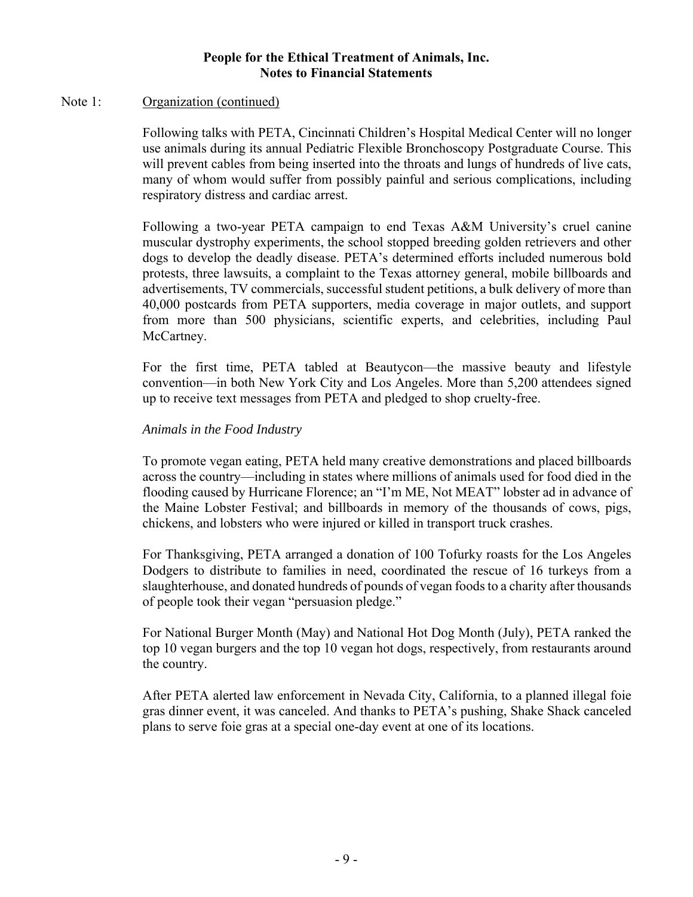**People for the Ethical Treatment of Animals, Inc.**
**Notes to Financial Statements**

Note 1: Organization (continued)

Following talks with PETA, Cincinnati Children's Hospital Medical Center will no longer use animals during its annual Pediatric Flexible Bronchoscopy Postgraduate Course. This will prevent cables from being inserted into the throats and lungs of hundreds of live cats, many of whom would suffer from possibly painful and serious complications, including respiratory distress and cardiac arrest.

Following a two-year PETA campaign to end Texas A&M University's cruel canine muscular dystrophy experiments, the school stopped breeding golden retrievers and other dogs to develop the deadly disease. PETA's determined efforts included numerous bold protests, three lawsuits, a complaint to the Texas attorney general, mobile billboards and advertisements, TV commercials, successful student petitions, a bulk delivery of more than 40,000 postcards from PETA supporters, media coverage in major outlets, and support from more than 500 physicians, scientific experts, and celebrities, including Paul McCartney.

For the first time, PETA tabled at Beautycon—the massive beauty and lifestyle convention—in both New York City and Los Angeles. More than 5,200 attendees signed up to receive text messages from PETA and pledged to shop cruelty-free.

*Animals in the Food Industry*

To promote vegan eating, PETA held many creative demonstrations and placed billboards across the country—including in states where millions of animals used for food died in the flooding caused by Hurricane Florence; an "I'm ME, Not MEAT" lobster ad in advance of the Maine Lobster Festival; and billboards in memory of the thousands of cows, pigs, chickens, and lobsters who were injured or killed in transport truck crashes.

For Thanksgiving, PETA arranged a donation of 100 Tofurky roasts for the Los Angeles Dodgers to distribute to families in need, coordinated the rescue of 16 turkeys from a slaughterhouse, and donated hundreds of pounds of vegan foods to a charity after thousands of people took their vegan "persuasion pledge."

For National Burger Month (May) and National Hot Dog Month (July), PETA ranked the top 10 vegan burgers and the top 10 vegan hot dogs, respectively, from restaurants around the country.

After PETA alerted law enforcement in Nevada City, California, to a planned illegal foie gras dinner event, it was canceled. And thanks to PETA's pushing, Shake Shack canceled plans to serve foie gras at a special one-day event at one of its locations.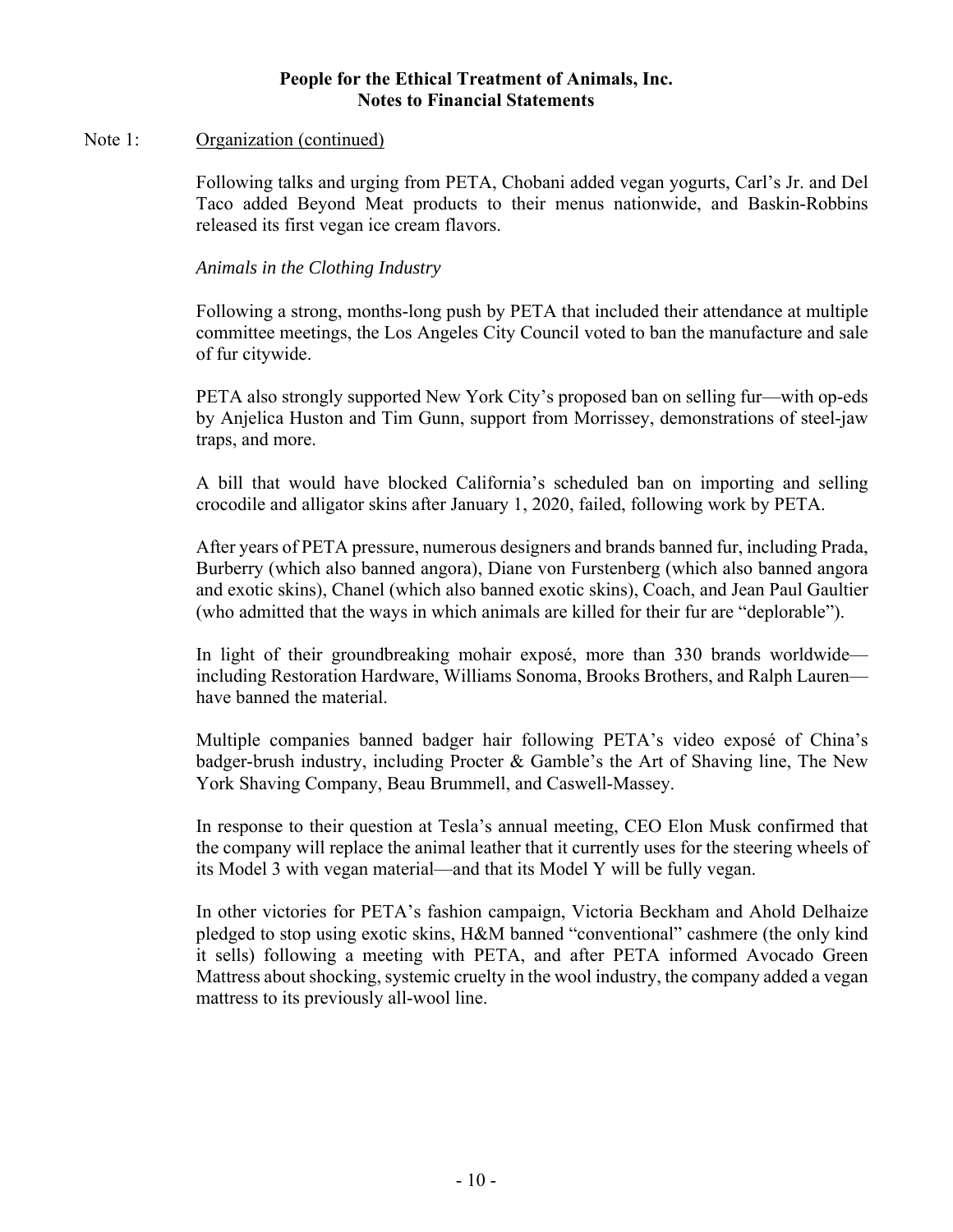Note 1: Organization (continued)

Following talks and urging from PETA, Chobani added vegan yogurts, Carl's Jr. and Del Taco added Beyond Meat products to their menus nationwide, and Baskin-Robbins released its first vegan ice cream flavors.

*Animals in the Clothing Industry*

Following a strong, months-long push by PETA that included their attendance at multiple committee meetings, the Los Angeles City Council voted to ban the manufacture and sale of fur citywide.

PETA also strongly supported New York City's proposed ban on selling fur—with op-eds by Anjelica Huston and Tim Gunn, support from Morrissey, demonstrations of steel-jaw traps, and more.

A bill that would have blocked California's scheduled ban on importing and selling crocodile and alligator skins after January 1, 2020, failed, following work by PETA.

After years of PETA pressure, numerous designers and brands banned fur, including Prada, Burberry (which also banned angora), Diane von Furstenberg (which also banned angora and exotic skins), Chanel (which also banned exotic skins), Coach, and Jean Paul Gaultier (who admitted that the ways in which animals are killed for their fur are "deplorable").

In light of their groundbreaking mohair exposé, more than 330 brands worldwide—including Restoration Hardware, Williams Sonoma, Brooks Brothers, and Ralph Lauren—have banned the material.

Multiple companies banned badger hair following PETA's video exposé of China's badger-brush industry, including Procter & Gamble's the Art of Shaving line, The New York Shaving Company, Beau Brummell, and Caswell-Massey.

In response to their question at Tesla's annual meeting, CEO Elon Musk confirmed that the company will replace the animal leather that it currently uses for the steering wheels of its Model 3 with vegan material—and that its Model Y will be fully vegan.

In other victories for PETA's fashion campaign, Victoria Beckham and Ahold Delhaize pledged to stop using exotic skins, H&M banned "conventional" cashmere (the only kind it sells) following a meeting with PETA, and after PETA informed Avocado Green Mattress about shocking, systemic cruelty in the wool industry, the company added a vegan mattress to its previously all-wool line.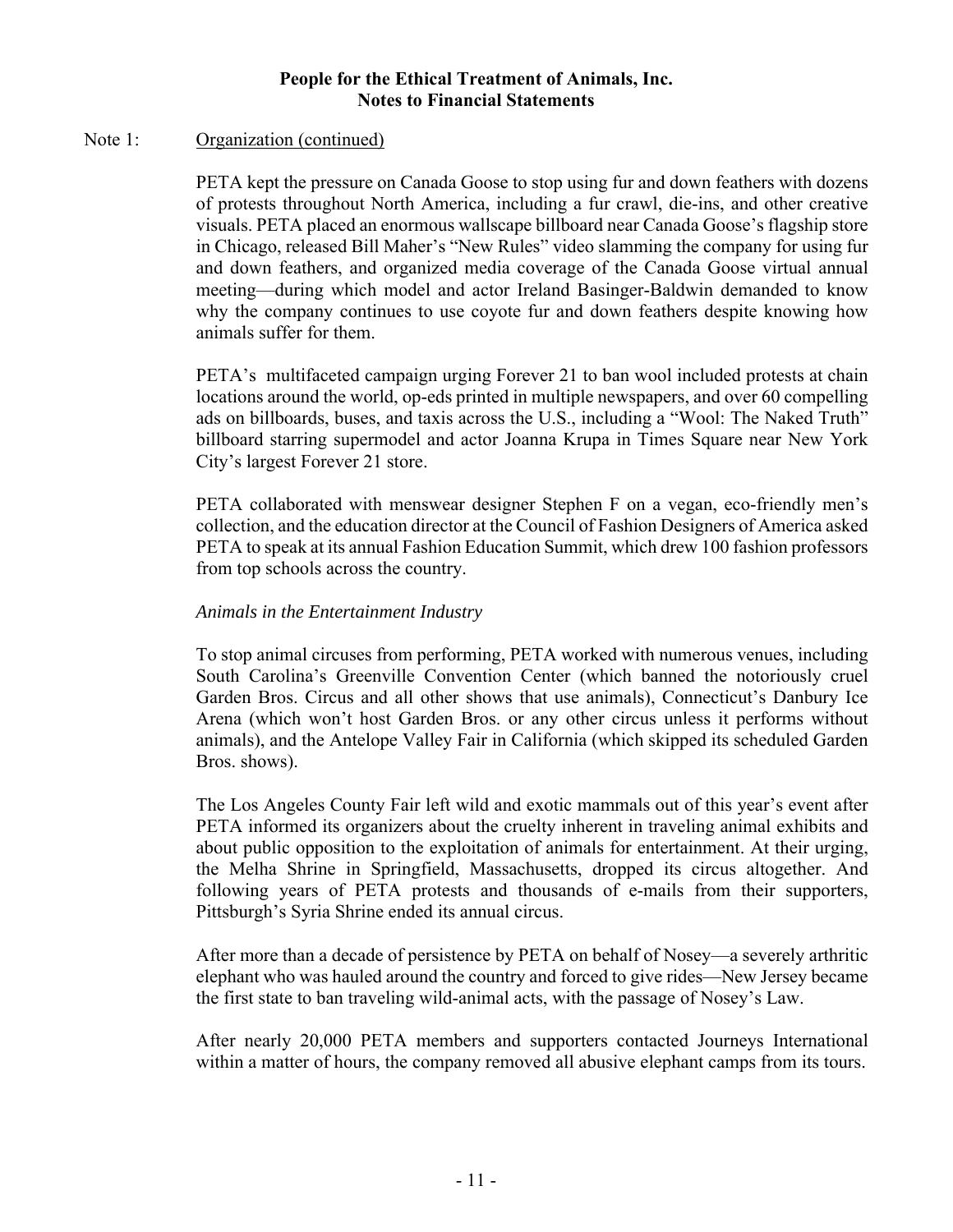Note 1: Organization (continued)

PETA kept the pressure on Canada Goose to stop using fur and down feathers with dozens of protests throughout North America, including a fur crawl, die-ins, and other creative visuals. PETA placed an enormous wallscape billboard near Canada Goose's flagship store in Chicago, released Bill Maher's "New Rules" video slamming the company for using fur and down feathers, and organized media coverage of the Canada Goose virtual annual meeting—during which model and actor Ireland Basinger-Baldwin demanded to know why the company continues to use coyote fur and down feathers despite knowing how animals suffer for them.

PETA's multifaceted campaign urging Forever 21 to ban wool included protests at chain locations around the world, op-eds printed in multiple newspapers, and over 60 compelling ads on billboards, buses, and taxis across the U.S., including a "Wool: The Naked Truth" billboard starring supermodel and actor Joanna Krupa in Times Square near New York City's largest Forever 21 store.

PETA collaborated with menswear designer Stephen F on a vegan, eco-friendly men's collection, and the education director at the Council of Fashion Designers of America asked PETA to speak at its annual Fashion Education Summit, which drew 100 fashion professors from top schools across the country.

*Animals in the Entertainment Industry*

To stop animal circuses from performing, PETA worked with numerous venues, including South Carolina's Greenville Convention Center (which banned the notoriously cruel Garden Bros. Circus and all other shows that use animals), Connecticut's Danbury Ice Arena (which won't host Garden Bros. or any other circus unless it performs without animals), and the Antelope Valley Fair in California (which skipped its scheduled Garden Bros. shows).

The Los Angeles County Fair left wild and exotic mammals out of this year's event after PETA informed its organizers about the cruelty inherent in traveling animal exhibits and about public opposition to the exploitation of animals for entertainment. At their urging, the Melha Shrine in Springfield, Massachusetts, dropped its circus altogether. And following years of PETA protests and thousands of e-mails from their supporters, Pittsburgh's Syria Shrine ended its annual circus.

After more than a decade of persistence by PETA on behalf of Nosey—a severely arthritic elephant who was hauled around the country and forced to give rides—New Jersey became the first state to ban traveling wild-animal acts, with the passage of Nosey's Law.

After nearly 20,000 PETA members and supporters contacted Journeys International within a matter of hours, the company removed all abusive elephant camps from its tours.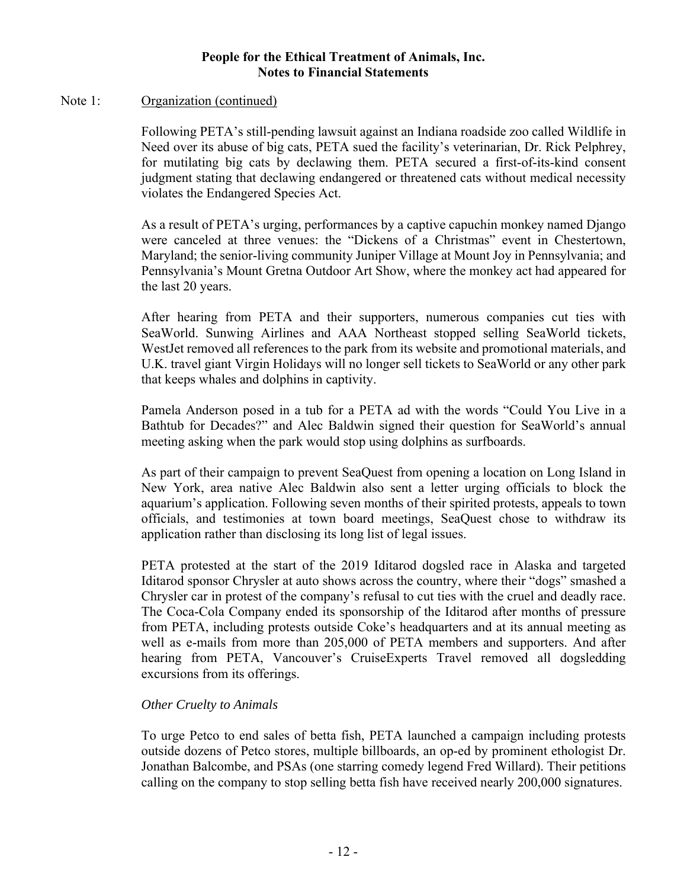Note 1: Organization (continued)

Following PETA's still-pending lawsuit against an Indiana roadside zoo called Wildlife in Need over its abuse of big cats, PETA sued the facility's veterinarian, Dr. Rick Pelphrey, for mutilating big cats by declawing them. PETA secured a first-of-its-kind consent judgment stating that declawing endangered or threatened cats without medical necessity violates the Endangered Species Act.

As a result of PETA's urging, performances by a captive capuchin monkey named Django were canceled at three venues: the "Dickens of a Christmas" event in Chestertown, Maryland; the senior-living community Juniper Village at Mount Joy in Pennsylvania; and Pennsylvania's Mount Gretna Outdoor Art Show, where the monkey act had appeared for the last 20 years.

After hearing from PETA and their supporters, numerous companies cut ties with SeaWorld. Sunwing Airlines and AAA Northeast stopped selling SeaWorld tickets, WestJet removed all references to the park from its website and promotional materials, and U.K. travel giant Virgin Holidays will no longer sell tickets to SeaWorld or any other park that keeps whales and dolphins in captivity.

Pamela Anderson posed in a tub for a PETA ad with the words "Could You Live in a Bathtub for Decades?" and Alec Baldwin signed their question for SeaWorld's annual meeting asking when the park would stop using dolphins as surfboards.

As part of their campaign to prevent SeaQuest from opening a location on Long Island in New York, area native Alec Baldwin also sent a letter urging officials to block the aquarium's application. Following seven months of their spirited protests, appeals to town officials, and testimonies at town board meetings, SeaQuest chose to withdraw its application rather than disclosing its long list of legal issues.

PETA protested at the start of the 2019 Iditarod dogsled race in Alaska and targeted Iditarod sponsor Chrysler at auto shows across the country, where their "dogs" smashed a Chrysler car in protest of the company's refusal to cut ties with the cruel and deadly race. The Coca-Cola Company ended its sponsorship of the Iditarod after months of pressure from PETA, including protests outside Coke's headquarters and at its annual meeting as well as e-mails from more than 205,000 of PETA members and supporters. And after hearing from PETA, Vancouver's CruiseExperts Travel removed all dogsledding excursions from its offerings.

*Other Cruelty to Animals*

To urge Petco to end sales of betta fish, PETA launched a campaign including protests outside dozens of Petco stores, multiple billboards, an op-ed by prominent ethologist Dr. Jonathan Balcombe, and PSAs (one starring comedy legend Fred Willard). Their petitions calling on the company to stop selling betta fish have received nearly 200,000 signatures.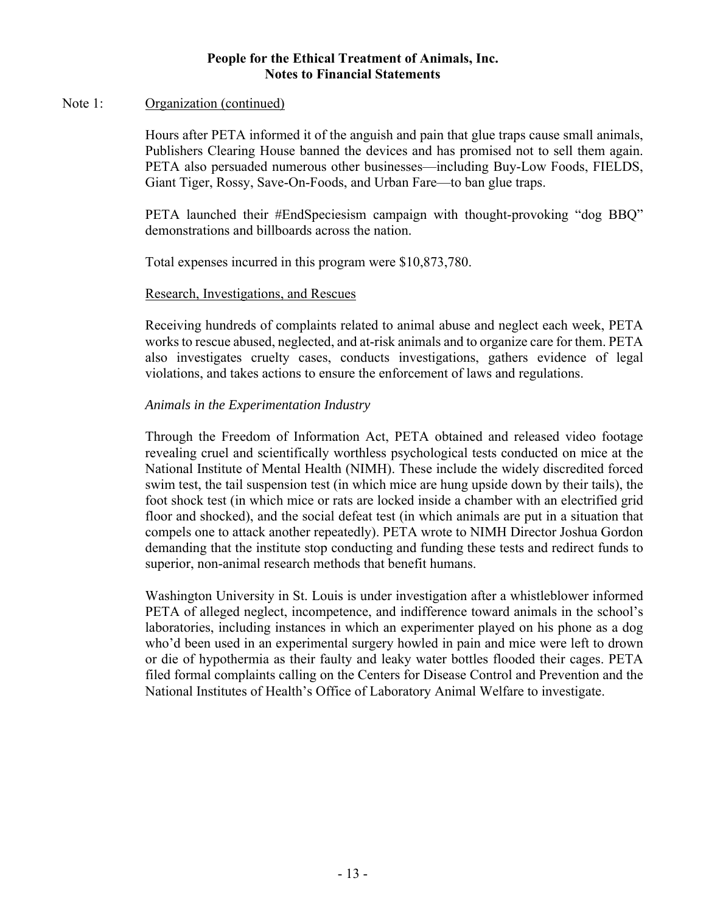Note 1: Organization (continued)

Hours after PETA informed it of the anguish and pain that glue traps cause small animals, Publishers Clearing House banned the devices and has promised not to sell them again. PETA also persuaded numerous other businesses—including Buy-Low Foods, FIELDS, Giant Tiger, Rossy, Save-On-Foods, and Urban Fare—to ban glue traps.

PETA launched their #EndSpeciesism campaign with thought-provoking "dog BBQ" demonstrations and billboards across the nation.

Total expenses incurred in this program were $10,873,780.

Research, Investigations, and Rescues

Receiving hundreds of complaints related to animal abuse and neglect each week, PETA works to rescue abused, neglected, and at-risk animals and to organize care for them. PETA also investigates cruelty cases, conducts investigations, gathers evidence of legal violations, and takes actions to ensure the enforcement of laws and regulations.

*Animals in the Experimentation Industry*

Through the Freedom of Information Act, PETA obtained and released video footage revealing cruel and scientifically worthless psychological tests conducted on mice at the National Institute of Mental Health (NIMH). These include the widely discredited forced swim test, the tail suspension test (in which mice are hung upside down by their tails), the foot shock test (in which mice or rats are locked inside a chamber with an electrified grid floor and shocked), and the social defeat test (in which animals are put in a situation that compels one to attack another repeatedly). PETA wrote to NIMH Director Joshua Gordon demanding that the institute stop conducting and funding these tests and redirect funds to superior, non-animal research methods that benefit humans.

Washington University in St. Louis is under investigation after a whistleblower informed PETA of alleged neglect, incompetence, and indifference toward animals in the school's laboratories, including instances in which an experimenter played on his phone as a dog who'd been used in an experimental surgery howled in pain and mice were left to drown or die of hypothermia as their faulty and leaky water bottles flooded their cages. PETA filed formal complaints calling on the Centers for Disease Control and Prevention and the National Institutes of Health's Office of Laboratory Animal Welfare to investigate.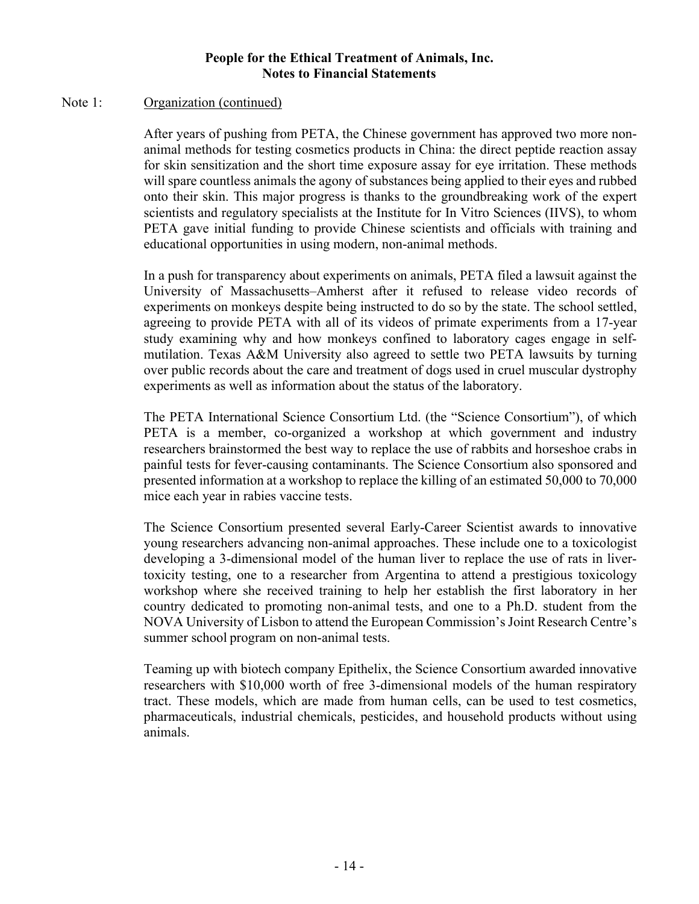Note 1: Organization (continued)

After years of pushing from PETA, the Chinese government has approved two more non-animal methods for testing cosmetics products in China: the direct peptide reaction assay for skin sensitization and the short time exposure assay for eye irritation. These methods will spare countless animals the agony of substances being applied to their eyes and rubbed onto their skin. This major progress is thanks to the groundbreaking work of the expert scientists and regulatory specialists at the Institute for In Vitro Sciences (IIVS), to whom PETA gave initial funding to provide Chinese scientists and officials with training and educational opportunities in using modern, non-animal methods.

In a push for transparency about experiments on animals, PETA filed a lawsuit against the University of Massachusetts–Amherst after it refused to release video records of experiments on monkeys despite being instructed to do so by the state. The school settled, agreeing to provide PETA with all of its videos of primate experiments from a 17-year study examining why and how monkeys confined to laboratory cages engage in self-mutilation. Texas A&M University also agreed to settle two PETA lawsuits by turning over public records about the care and treatment of dogs used in cruel muscular dystrophy experiments as well as information about the status of the laboratory.

The PETA International Science Consortium Ltd. (the "Science Consortium"), of which PETA is a member, co-organized a workshop at which government and industry researchers brainstormed the best way to replace the use of rabbits and horseshoe crabs in painful tests for fever-causing contaminants. The Science Consortium also sponsored and presented information at a workshop to replace the killing of an estimated 50,000 to 70,000 mice each year in rabies vaccine tests.

The Science Consortium presented several Early-Career Scientist awards to innovative young researchers advancing non-animal approaches. These include one to a toxicologist developing a 3-dimensional model of the human liver to replace the use of rats in liver-toxicity testing, one to a researcher from Argentina to attend a prestigious toxicology workshop where she received training to help her establish the first laboratory in her country dedicated to promoting non-animal tests, and one to a Ph.D. student from the NOVA University of Lisbon to attend the European Commission's Joint Research Centre's summer school program on non-animal tests.

Teaming up with biotech company Epithelix, the Science Consortium awarded innovative researchers with $10,000 worth of free 3-dimensional models of the human respiratory tract. These models, which are made from human cells, can be used to test cosmetics, pharmaceuticals, industrial chemicals, pesticides, and household products without using animals.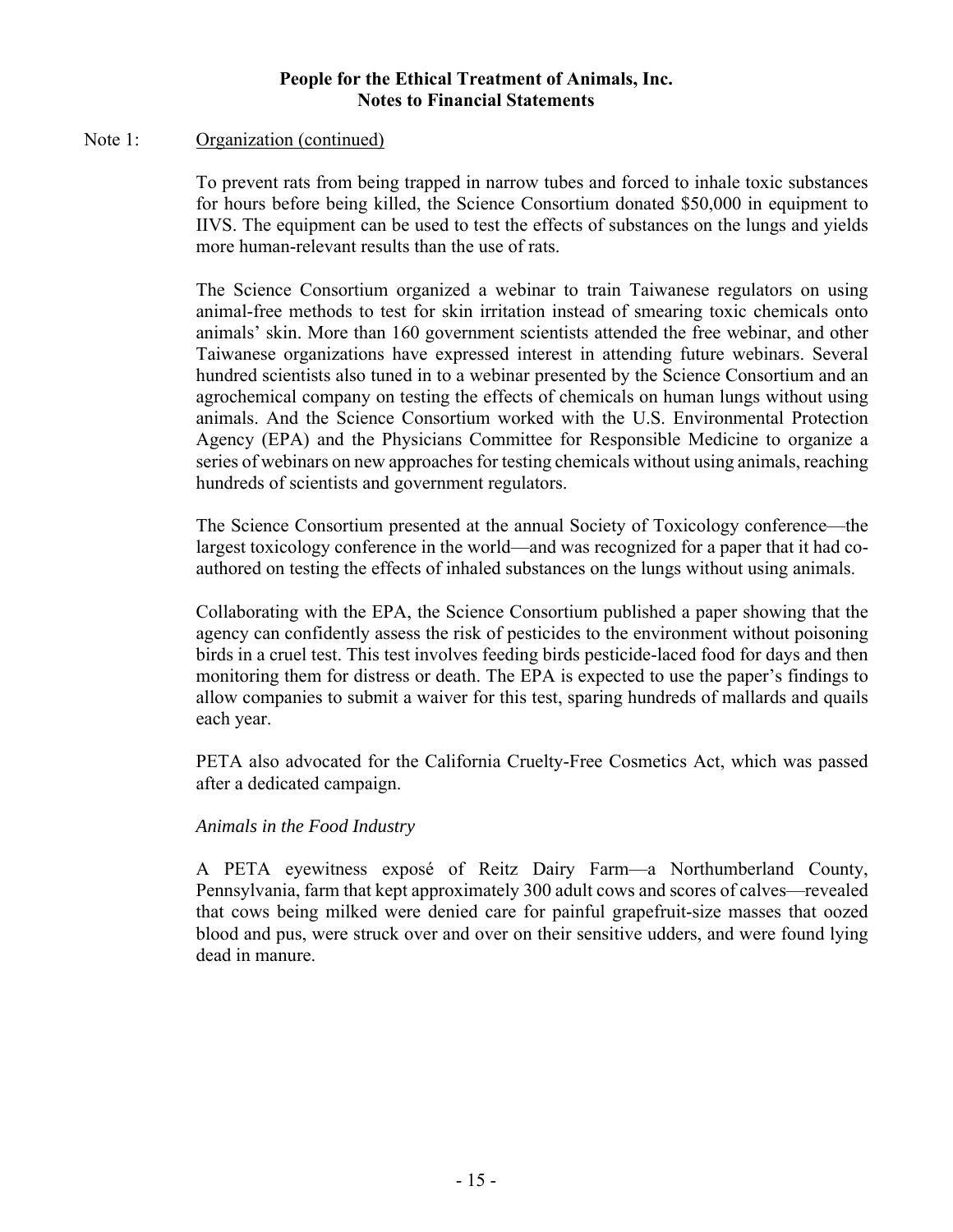Note 1: Organization (continued)

To prevent rats from being trapped in narrow tubes and forced to inhale toxic substances for hours before being killed, the Science Consortium donated $50,000 in equipment to IIVS. The equipment can be used to test the effects of substances on the lungs and yields more human-relevant results than the use of rats.

The Science Consortium organized a webinar to train Taiwanese regulators on using animal-free methods to test for skin irritation instead of smearing toxic chemicals onto animals' skin. More than 160 government scientists attended the free webinar, and other Taiwanese organizations have expressed interest in attending future webinars. Several hundred scientists also tuned in to a webinar presented by the Science Consortium and an agrochemical company on testing the effects of chemicals on human lungs without using animals. And the Science Consortium worked with the U.S. Environmental Protection Agency (EPA) and the Physicians Committee for Responsible Medicine to organize a series of webinars on new approaches for testing chemicals without using animals, reaching hundreds of scientists and government regulators.

The Science Consortium presented at the annual Society of Toxicology conference—the largest toxicology conference in the world—and was recognized for a paper that it had co-authored on testing the effects of inhaled substances on the lungs without using animals.

Collaborating with the EPA, the Science Consortium published a paper showing that the agency can confidently assess the risk of pesticides to the environment without poisoning birds in a cruel test. This test involves feeding birds pesticide-laced food for days and then monitoring them for distress or death. The EPA is expected to use the paper's findings to allow companies to submit a waiver for this test, sparing hundreds of mallards and quails each year.

PETA also advocated for the California Cruelty-Free Cosmetics Act, which was passed after a dedicated campaign.

*Animals in the Food Industry*

A PETA eyewitness exposé of Reitz Dairy Farm—a Northumberland County, Pennsylvania, farm that kept approximately 300 adult cows and scores of calves—revealed that cows being milked were denied care for painful grapefruit-size masses that oozed blood and pus, were struck over and over on their sensitive udders, and were found lying dead in manure.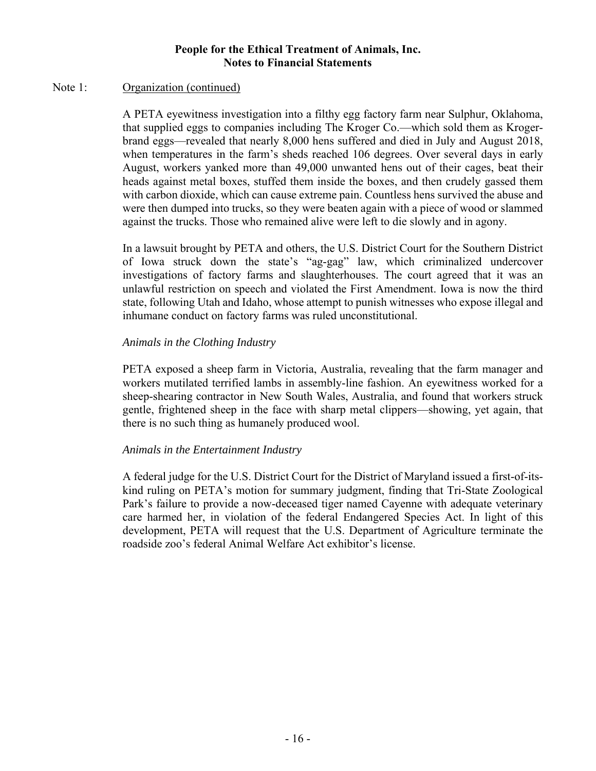Note 1: Organization (continued)

A PETA eyewitness investigation into a filthy egg factory farm near Sulphur, Oklahoma, that supplied eggs to companies including The Kroger Co.—which sold them as Kroger-brand eggs—revealed that nearly 8,000 hens suffered and died in July and August 2018, when temperatures in the farm's sheds reached 106 degrees. Over several days in early August, workers yanked more than 49,000 unwanted hens out of their cages, beat their heads against metal boxes, stuffed them inside the boxes, and then crudely gassed them with carbon dioxide, which can cause extreme pain. Countless hens survived the abuse and were then dumped into trucks, so they were beaten again with a piece of wood or slammed against the trucks. Those who remained alive were left to die slowly and in agony.

In a lawsuit brought by PETA and others, the U.S. District Court for the Southern District of Iowa struck down the state's "ag-gag" law, which criminalized undercover investigations of factory farms and slaughterhouses. The court agreed that it was an unlawful restriction on speech and violated the First Amendment. Iowa is now the third state, following Utah and Idaho, whose attempt to punish witnesses who expose illegal and inhumane conduct on factory farms was ruled unconstitutional.

*Animals in the Clothing Industry*

PETA exposed a sheep farm in Victoria, Australia, revealing that the farm manager and workers mutilated terrified lambs in assembly-line fashion. An eyewitness worked for a sheep-shearing contractor in New South Wales, Australia, and found that workers struck gentle, frightened sheep in the face with sharp metal clippers—showing, yet again, that there is no such thing as humanely produced wool.

*Animals in the Entertainment Industry*

A federal judge for the U.S. District Court for the District of Maryland issued a first-of-its-kind ruling on PETA's motion for summary judgment, finding that Tri-State Zoological Park's failure to provide a now-deceased tiger named Cayenne with adequate veterinary care harmed her, in violation of the federal Endangered Species Act. In light of this development, PETA will request that the U.S. Department of Agriculture terminate the roadside zoo's federal Animal Welfare Act exhibitor's license.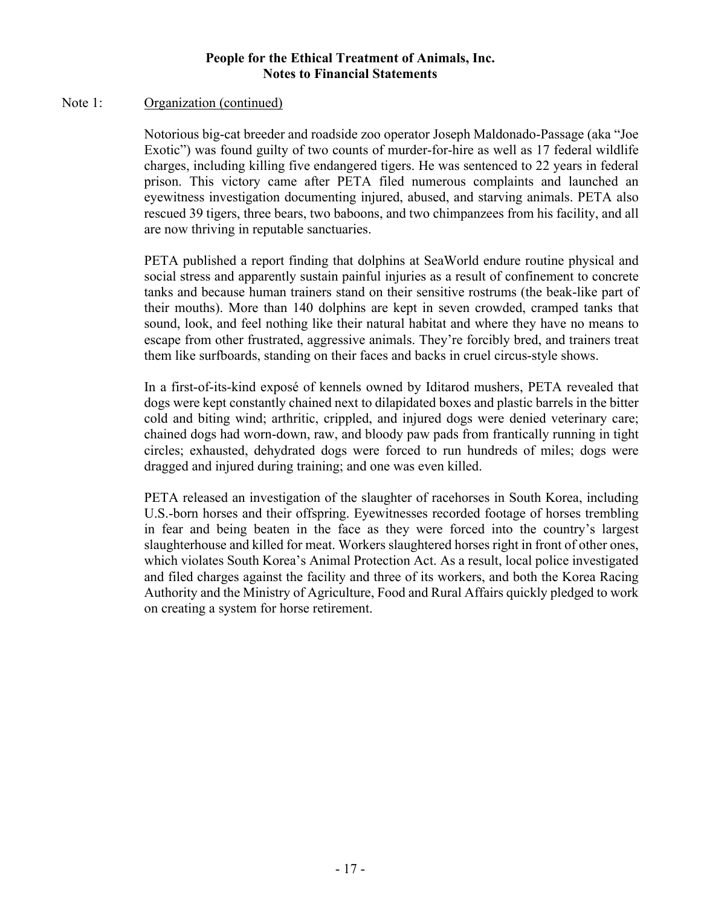Note 1: Organization (continued)

Notorious big-cat breeder and roadside zoo operator Joseph Maldonado-Passage (aka "Joe Exotic") was found guilty of two counts of murder-for-hire as well as 17 federal wildlife charges, including killing five endangered tigers. He was sentenced to 22 years in federal prison. This victory came after PETA filed numerous complaints and launched an eyewitness investigation documenting injured, abused, and starving animals. PETA also rescued 39 tigers, three bears, two baboons, and two chimpanzees from his facility, and all are now thriving in reputable sanctuaries.

PETA published a report finding that dolphins at SeaWorld endure routine physical and social stress and apparently sustain painful injuries as a result of confinement to concrete tanks and because human trainers stand on their sensitive rostrums (the beak-like part of their mouths). More than 140 dolphins are kept in seven crowded, cramped tanks that sound, look, and feel nothing like their natural habitat and where they have no means to escape from other frustrated, aggressive animals. They're forcibly bred, and trainers treat them like surfboards, standing on their faces and backs in cruel circus-style shows.

In a first-of-its-kind exposé of kennels owned by Iditarod mushers, PETA revealed that dogs were kept constantly chained next to dilapidated boxes and plastic barrels in the bitter cold and biting wind; arthritic, crippled, and injured dogs were denied veterinary care; chained dogs had worn-down, raw, and bloody paw pads from frantically running in tight circles; exhausted, dehydrated dogs were forced to run hundreds of miles; dogs were dragged and injured during training; and one was even killed.

PETA released an investigation of the slaughter of racehorses in South Korea, including U.S.-born horses and their offspring. Eyewitnesses recorded footage of horses trembling in fear and being beaten in the face as they were forced into the country's largest slaughterhouse and killed for meat. Workers slaughtered horses right in front of other ones, which violates South Korea's Animal Protection Act. As a result, local police investigated and filed charges against the facility and three of its workers, and both the Korea Racing Authority and the Ministry of Agriculture, Food and Rural Affairs quickly pledged to work on creating a system for horse retirement.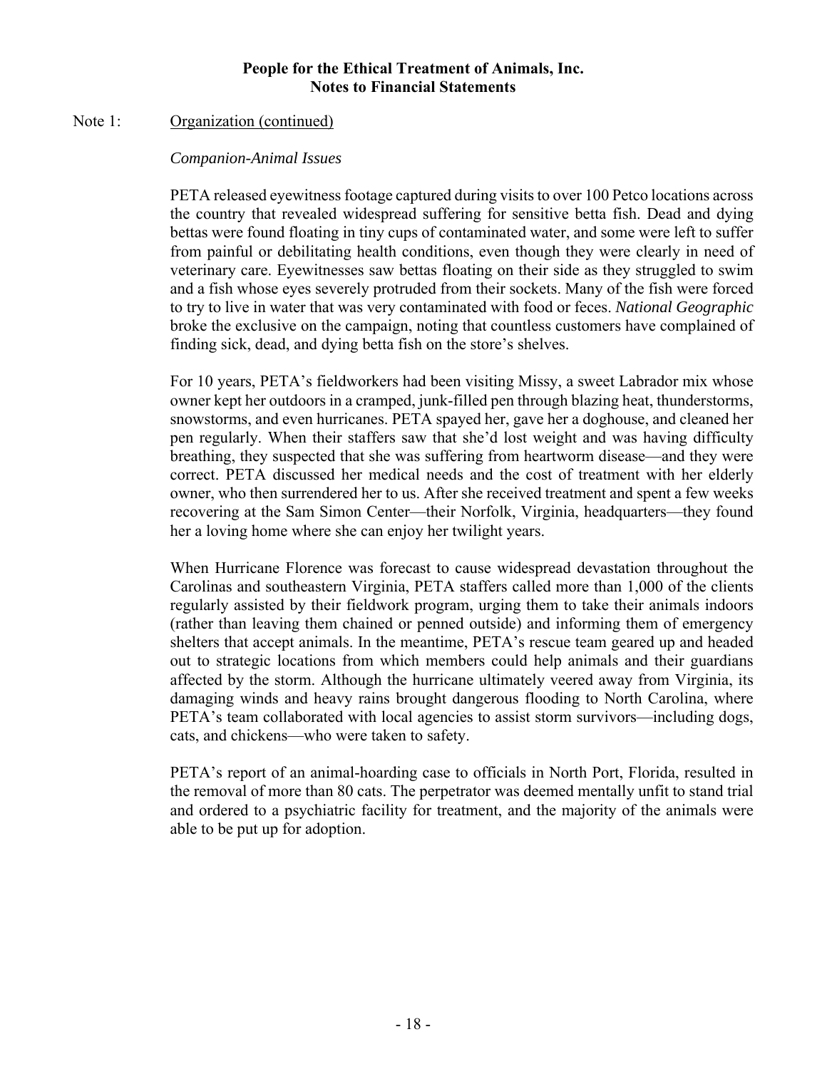People for the Ethical Treatment of Animals, Inc.
Notes to Financial Statements

Note 1: Organization (continued)

*Companion-Animal Issues*

PETA released eyewitness footage captured during visits to over 100 Petco locations across the country that revealed widespread suffering for sensitive betta fish. Dead and dying bettas were found floating in tiny cups of contaminated water, and some were left to suffer from painful or debilitating health conditions, even though they were clearly in need of veterinary care. Eyewitnesses saw bettas floating on their side as they struggled to swim and a fish whose eyes severely protruded from their sockets. Many of the fish were forced to try to live in water that was very contaminated with food or feces. *National Geographic* broke the exclusive on the campaign, noting that countless customers have complained of finding sick, dead, and dying betta fish on the store's shelves.

For 10 years, PETA's fieldworkers had been visiting Missy, a sweet Labrador mix whose owner kept her outdoors in a cramped, junk-filled pen through blazing heat, thunderstorms, snowstorms, and even hurricanes. PETA spayed her, gave her a doghouse, and cleaned her pen regularly. When their staffers saw that she'd lost weight and was having difficulty breathing, they suspected that she was suffering from heartworm disease—and they were correct. PETA discussed her medical needs and the cost of treatment with her elderly owner, who then surrendered her to us. After she received treatment and spent a few weeks recovering at the Sam Simon Center—their Norfolk, Virginia, headquarters—they found her a loving home where she can enjoy her twilight years.

When Hurricane Florence was forecast to cause widespread devastation throughout the Carolinas and southeastern Virginia, PETA staffers called more than 1,000 of the clients regularly assisted by their fieldwork program, urging them to take their animals indoors (rather than leaving them chained or penned outside) and informing them of emergency shelters that accept animals. In the meantime, PETA's rescue team geared up and headed out to strategic locations from which members could help animals and their guardians affected by the storm. Although the hurricane ultimately veered away from Virginia, its damaging winds and heavy rains brought dangerous flooding to North Carolina, where PETA's team collaborated with local agencies to assist storm survivors—including dogs, cats, and chickens—who were taken to safety.

PETA's report of an animal-hoarding case to officials in North Port, Florida, resulted in the removal of more than 80 cats. The perpetrator was deemed mentally unfit to stand trial and ordered to a psychiatric facility for treatment, and the majority of the animals were able to be put up for adoption.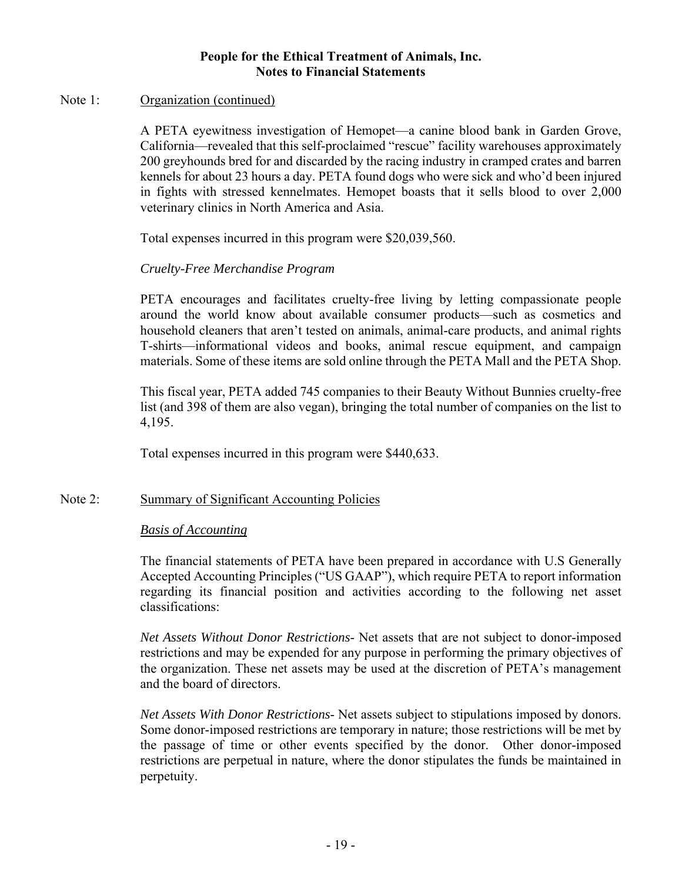Note 1: Organization (continued)

A PETA eyewitness investigation of Hemopet—a canine blood bank in Garden Grove, California—revealed that this self-proclaimed "rescue" facility warehouses approximately 200 greyhounds bred for and discarded by the racing industry in cramped crates and barren kennels for about 23 hours a day. PETA found dogs who were sick and who'd been injured in fights with stressed kennelmates. Hemopet boasts that it sells blood to over 2,000 veterinary clinics in North America and Asia.

Total expenses incurred in this program were $20,039,560.

*Cruelty-Free Merchandise Program*

PETA encourages and facilitates cruelty-free living by letting compassionate people around the world know about available consumer products—such as cosmetics and household cleaners that aren't tested on animals, animal-care products, and animal rights T-shirts—informational videos and books, animal rescue equipment, and campaign materials. Some of these items are sold online through the PETA Mall and the PETA Shop.

This fiscal year, PETA added 745 companies to their Beauty Without Bunnies cruelty-free list (and 398 of them are also vegan), bringing the total number of companies on the list to 4,195.

Total expenses incurred in this program were $440,633.

Note 2: Summary of Significant Accounting Policies

*Basis of Accounting*

The financial statements of PETA have been prepared in accordance with U.S Generally Accepted Accounting Principles ("US GAAP"), which require PETA to report information regarding its financial position and activities according to the following net asset classifications:

*Net Assets Without Donor Restrictions*- Net assets that are not subject to donor-imposed restrictions and may be expended for any purpose in performing the primary objectives of the organization. These net assets may be used at the discretion of PETA's management and the board of directors.

*Net Assets With Donor Restrictions*- Net assets subject to stipulations imposed by donors. Some donor-imposed restrictions are temporary in nature; those restrictions will be met by the passage of time or other events specified by the donor. Other donor-imposed restrictions are perpetual in nature, where the donor stipulates the funds be maintained in perpetuity.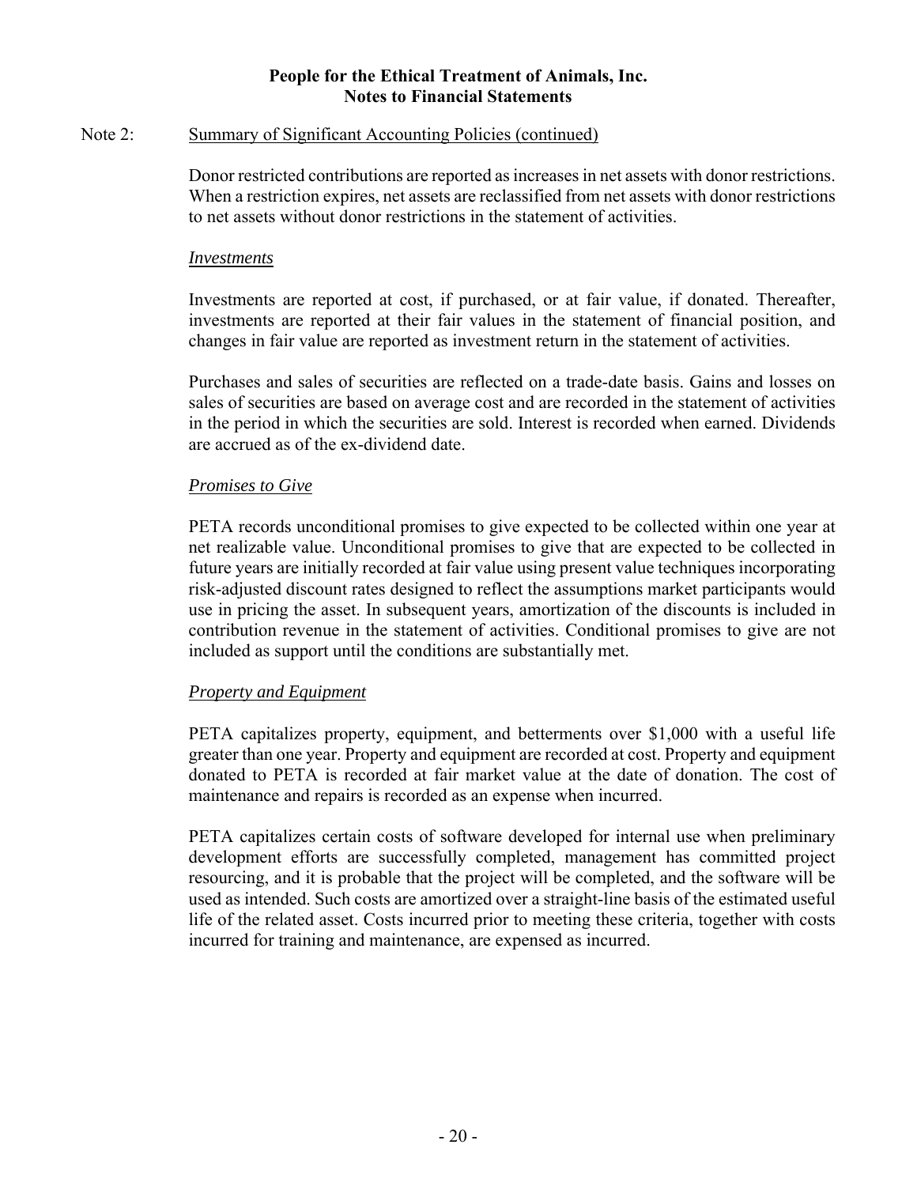Note 2: Summary of Significant Accounting Policies (continued)

Donor restricted contributions are reported as increases in net assets with donor restrictions. When a restriction expires, net assets are reclassified from net assets with donor restrictions to net assets without donor restrictions in the statement of activities.

*Investments*

Investments are reported at cost, if purchased, or at fair value, if donated. Thereafter, investments are reported at their fair values in the statement of financial position, and changes in fair value are reported as investment return in the statement of activities.

Purchases and sales of securities are reflected on a trade-date basis. Gains and losses on sales of securities are based on average cost and are recorded in the statement of activities in the period in which the securities are sold. Interest is recorded when earned. Dividends are accrued as of the ex-dividend date.

*Promises to Give*

PETA records unconditional promises to give expected to be collected within one year at net realizable value. Unconditional promises to give that are expected to be collected in future years are initially recorded at fair value using present value techniques incorporating risk-adjusted discount rates designed to reflect the assumptions market participants would use in pricing the asset. In subsequent years, amortization of the discounts is included in contribution revenue in the statement of activities. Conditional promises to give are not included as support until the conditions are substantially met.

*Property and Equipment*

PETA capitalizes property, equipment, and betterments over $1,000 with a useful life greater than one year. Property and equipment are recorded at cost. Property and equipment donated to PETA is recorded at fair market value at the date of donation. The cost of maintenance and repairs is recorded as an expense when incurred.

PETA capitalizes certain costs of software developed for internal use when preliminary development efforts are successfully completed, management has committed project resourcing, and it is probable that the project will be completed, and the software will be used as intended. Such costs are amortized over a straight-line basis of the estimated useful life of the related asset. Costs incurred prior to meeting these criteria, together with costs incurred for training and maintenance, are expensed as incurred.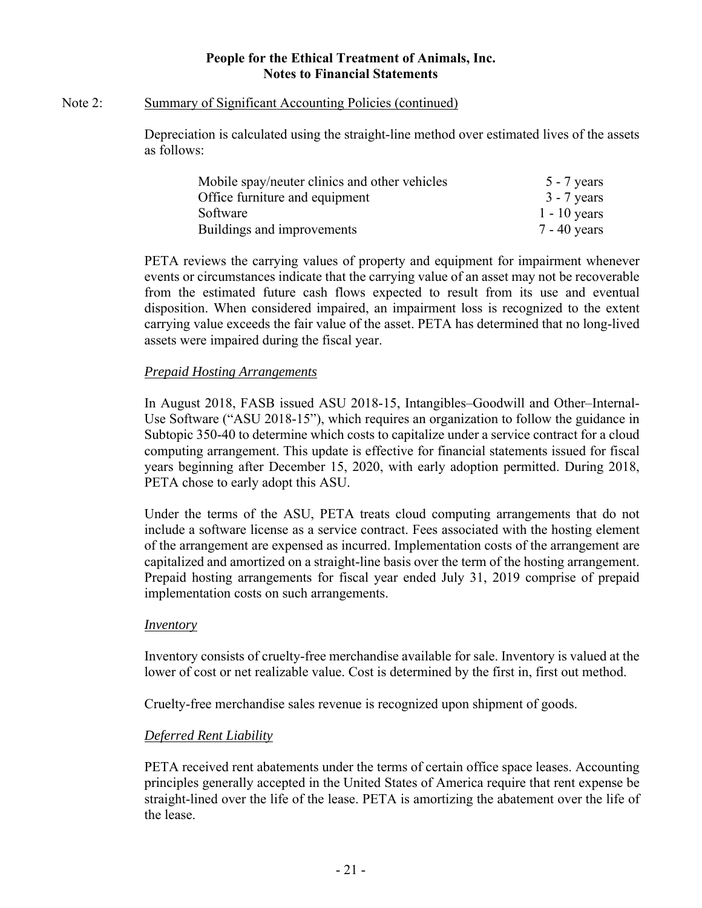**People for the Ethical Treatment of Animals, Inc.**
**Notes to Financial Statements**

Note 2: Summary of Significant Accounting Policies (continued)

Depreciation is calculated using the straight-line method over estimated lives of the assets as follows:

| | |
|---|---|
| Mobile spay/neuter clinics and other vehicles | 5 - 7 years |
| Office furniture and equipment | 3 - 7 years |
| Software | 1 - 10 years |
| Buildings and improvements | 7 - 40 years |

PETA reviews the carrying values of property and equipment for impairment whenever events or circumstances indicate that the carrying value of an asset may not be recoverable from the estimated future cash flows expected to result from its use and eventual disposition. When considered impaired, an impairment loss is recognized to the extent carrying value exceeds the fair value of the asset. PETA has determined that no long-lived assets were impaired during the fiscal year.

*Prepaid Hosting Arrangements*

In August 2018, FASB issued ASU 2018-15, Intangibles–Goodwill and Other–Internal-Use Software ("ASU 2018-15"), which requires an organization to follow the guidance in Subtopic 350-40 to determine which costs to capitalize under a service contract for a cloud computing arrangement. This update is effective for financial statements issued for fiscal years beginning after December 15, 2020, with early adoption permitted. During 2018, PETA chose to early adopt this ASU.

Under the terms of the ASU, PETA treats cloud computing arrangements that do not include a software license as a service contract. Fees associated with the hosting element of the arrangement are expensed as incurred. Implementation costs of the arrangement are capitalized and amortized on a straight-line basis over the term of the hosting arrangement. Prepaid hosting arrangements for fiscal year ended July 31, 2019 comprise of prepaid implementation costs on such arrangements.

*Inventory*

Inventory consists of cruelty-free merchandise available for sale. Inventory is valued at the lower of cost or net realizable value. Cost is determined by the first in, first out method.

Cruelty-free merchandise sales revenue is recognized upon shipment of goods.

*Deferred Rent Liability*

PETA received rent abatements under the terms of certain office space leases. Accounting principles generally accepted in the United States of America require that rent expense be straight-lined over the life of the lease. PETA is amortizing the abatement over the life of the lease.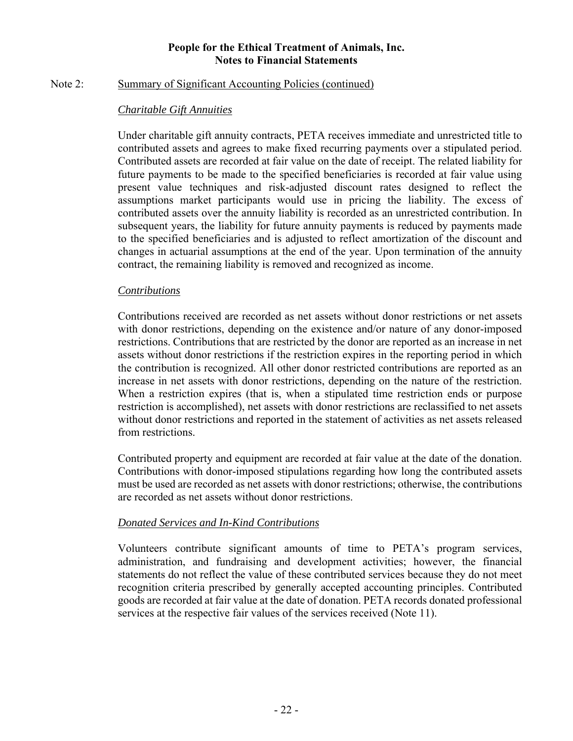Note 2: Summary of Significant Accounting Policies (continued)

*Charitable Gift Annuities*

Under charitable gift annuity contracts, PETA receives immediate and unrestricted title to contributed assets and agrees to make fixed recurring payments over a stipulated period. Contributed assets are recorded at fair value on the date of receipt. The related liability for future payments to be made to the specified beneficiaries is recorded at fair value using present value techniques and risk-adjusted discount rates designed to reflect the assumptions market participants would use in pricing the liability. The excess of contributed assets over the annuity liability is recorded as an unrestricted contribution. In subsequent years, the liability for future annuity payments is reduced by payments made to the specified beneficiaries and is adjusted to reflect amortization of the discount and changes in actuarial assumptions at the end of the year. Upon termination of the annuity contract, the remaining liability is removed and recognized as income.

*Contributions*

Contributions received are recorded as net assets without donor restrictions or net assets with donor restrictions, depending on the existence and/or nature of any donor-imposed restrictions. Contributions that are restricted by the donor are reported as an increase in net assets without donor restrictions if the restriction expires in the reporting period in which the contribution is recognized. All other donor restricted contributions are reported as an increase in net assets with donor restrictions, depending on the nature of the restriction. When a restriction expires (that is, when a stipulated time restriction ends or purpose restriction is accomplished), net assets with donor restrictions are reclassified to net assets without donor restrictions and reported in the statement of activities as net assets released from restrictions.

Contributed property and equipment are recorded at fair value at the date of the donation. Contributions with donor-imposed stipulations regarding how long the contributed assets must be used are recorded as net assets with donor restrictions; otherwise, the contributions are recorded as net assets without donor restrictions.

*Donated Services and In-Kind Contributions*

Volunteers contribute significant amounts of time to PETA's program services, administration, and fundraising and development activities; however, the financial statements do not reflect the value of these contributed services because they do not meet recognition criteria prescribed by generally accepted accounting principles. Contributed goods are recorded at fair value at the date of donation. PETA records donated professional services at the respective fair values of the services received (Note 11).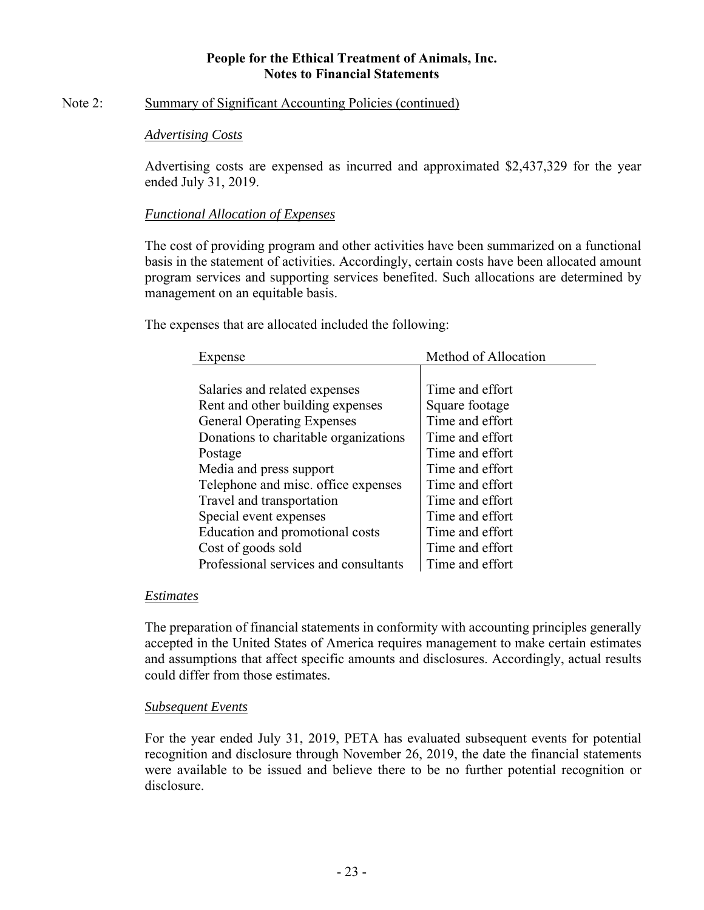**People for the Ethical Treatment of Animals, Inc.**
**Notes to Financial Statements**

Note 2: Summary of Significant Accounting Policies (continued)

*Advertising Costs*

Advertising costs are expensed as incurred and approximated \$2,437,329 for the year ended July 31, 2019.

*Functional Allocation of Expenses*

The cost of providing program and other activities have been summarized on a functional basis in the statement of activities. Accordingly, certain costs have been allocated amount program services and supporting services benefited. Such allocations are determined by management on an equitable basis.

The expenses that are allocated included the following:

| Expense | Method of Allocation |
|---|---|
| Salaries and related expenses | Time and effort |
| Rent and other building expenses | Square footage |
| General Operating Expenses | Time and effort |
| Donations to charitable organizations | Time and effort |
| Postage | Time and effort |
| Media and press support | Time and effort |
| Telephone and misc. office expenses | Time and effort |
| Travel and transportation | Time and effort |
| Special event expenses | Time and effort |
| Education and promotional costs | Time and effort |
| Cost of goods sold | Time and effort |
| Professional services and consultants | Time and effort |

*Estimates*

The preparation of financial statements in conformity with accounting principles generally accepted in the United States of America requires management to make certain estimates and assumptions that affect specific amounts and disclosures. Accordingly, actual results could differ from those estimates.

*Subsequent Events*

For the year ended July 31, 2019, PETA has evaluated subsequent events for potential recognition and disclosure through November 26, 2019, the date the financial statements were available to be issued and believe there to be no further potential recognition or disclosure.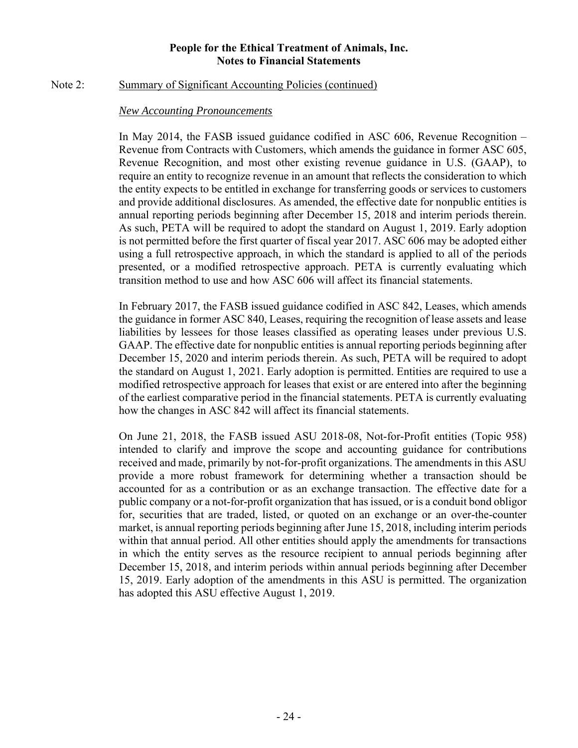**People for the Ethical Treatment of Animals, Inc.**
**Notes to Financial Statements**

Note 2: Summary of Significant Accounting Policies (continued)

*New Accounting Pronouncements*

In May 2014, the FASB issued guidance codified in ASC 606, Revenue Recognition – Revenue from Contracts with Customers, which amends the guidance in former ASC 605, Revenue Recognition, and most other existing revenue guidance in U.S. (GAAP), to require an entity to recognize revenue in an amount that reflects the consideration to which the entity expects to be entitled in exchange for transferring goods or services to customers and provide additional disclosures. As amended, the effective date for nonpublic entities is annual reporting periods beginning after December 15, 2018 and interim periods therein. As such, PETA will be required to adopt the standard on August 1, 2019. Early adoption is not permitted before the first quarter of fiscal year 2017. ASC 606 may be adopted either using a full retrospective approach, in which the standard is applied to all of the periods presented, or a modified retrospective approach. PETA is currently evaluating which transition method to use and how ASC 606 will affect its financial statements.

In February 2017, the FASB issued guidance codified in ASC 842, Leases, which amends the guidance in former ASC 840, Leases, requiring the recognition of lease assets and lease liabilities by lessees for those leases classified as operating leases under previous U.S. GAAP. The effective date for nonpublic entities is annual reporting periods beginning after December 15, 2020 and interim periods therein. As such, PETA will be required to adopt the standard on August 1, 2021. Early adoption is permitted. Entities are required to use a modified retrospective approach for leases that exist or are entered into after the beginning of the earliest comparative period in the financial statements. PETA is currently evaluating how the changes in ASC 842 will affect its financial statements.

On June 21, 2018, the FASB issued ASU 2018-08, Not-for-Profit entities (Topic 958) intended to clarify and improve the scope and accounting guidance for contributions received and made, primarily by not-for-profit organizations. The amendments in this ASU provide a more robust framework for determining whether a transaction should be accounted for as a contribution or as an exchange transaction. The effective date for a public company or a not-for-profit organization that has issued, or is a conduit bond obligor for, securities that are traded, listed, or quoted on an exchange or an over-the-counter market, is annual reporting periods beginning after June 15, 2018, including interim periods within that annual period. All other entities should apply the amendments for transactions in which the entity serves as the resource recipient to annual periods beginning after December 15, 2018, and interim periods within annual periods beginning after December 15, 2019. Early adoption of the amendments in this ASU is permitted. The organization has adopted this ASU effective August 1, 2019.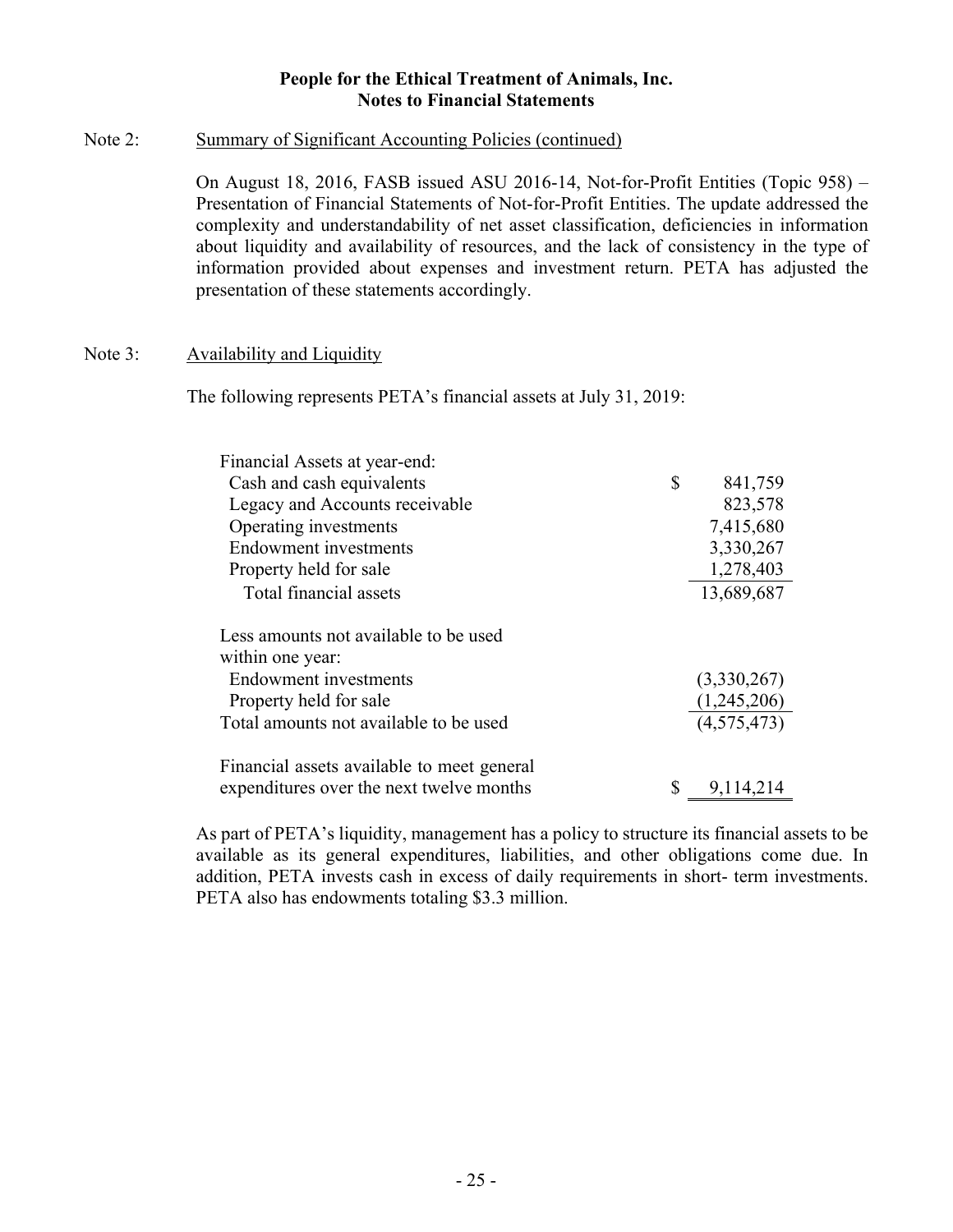**People for the Ethical Treatment of Animals, Inc.**
**Notes to Financial Statements**

Note 2: Summary of Significant Accounting Policies (continued)

On August 18, 2016, FASB issued ASU 2016-14, Not-for-Profit Entities (Topic 958) – Presentation of Financial Statements of Not-for-Profit Entities. The update addressed the complexity and understandability of net asset classification, deficiencies in information about liquidity and availability of resources, and the lack of consistency in the type of information provided about expenses and investment return. PETA has adjusted the presentation of these statements accordingly.

Note 3: Availability and Liquidity

The following represents PETA's financial assets at July 31, 2019:

| | |
|---|---|
| Financial Assets at year-end: | |
| Cash and cash equivalents | $ 841,759 |
| Legacy and Accounts receivable | 823,578 |
| Operating investments | 7,415,680 |
| Endowment investments | 3,330,267 |
| Property held for sale | 1,278,403 |
| Total financial assets | 13,689,687 |
| Less amounts not available to be used within one year: | |
| Endowment investments | (3,330,267) |
| Property held for sale | (1,245,206) |
| Total amounts not available to be used | (4,575,473) |
| Financial assets available to meet general expenditures over the next twelve months | $ 9,114,214 |

As part of PETA's liquidity, management has a policy to structure its financial assets to be available as its general expenditures, liabilities, and other obligations come due. In addition, PETA invests cash in excess of daily requirements in short- term investments. PETA also has endowments totaling $3.3 million.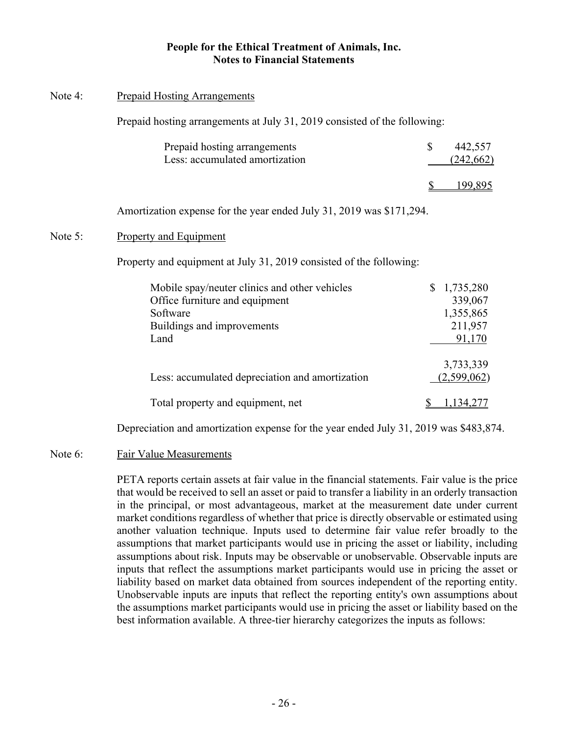**People for the Ethical Treatment of Animals, Inc.**
**Notes to Financial Statements**

Note 4: Prepaid Hosting Arrangements

Prepaid hosting arrangements at July 31, 2019 consisted of the following:

| | |
|---|---:|
| Prepaid hosting arrangements | $ 442,557 |
| Less: accumulated amortization | (242,662) |
| | $ 199,895 |

Amortization expense for the year ended July 31, 2019 was $171,294.

Note 5: Property and Equipment

Property and equipment at July 31, 2019 consisted of the following:

| | |
|---|---:|
| Mobile spay/neuter clinics and other vehicles | $ 1,735,280 |
| Office furniture and equipment | 339,067 |
| Software | 1,355,865 |
| Buildings and improvements | 211,957 |
| Land | 91,170 |
| | 3,733,339 |
| Less: accumulated depreciation and amortization | (2,599,062) |
| Total property and equipment, net | $ 1,134,277 |

Depreciation and amortization expense for the year ended July 31, 2019 was $483,874.

Note 6: Fair Value Measurements

PETA reports certain assets at fair value in the financial statements. Fair value is the price that would be received to sell an asset or paid to transfer a liability in an orderly transaction in the principal, or most advantageous, market at the measurement date under current market conditions regardless of whether that price is directly observable or estimated using another valuation technique. Inputs used to determine fair value refer broadly to the assumptions that market participants would use in pricing the asset or liability, including assumptions about risk. Inputs may be observable or unobservable. Observable inputs are inputs that reflect the assumptions market participants would use in pricing the asset or liability based on market data obtained from sources independent of the reporting entity. Unobservable inputs are inputs that reflect the reporting entity's own assumptions about the assumptions market participants would use in pricing the asset or liability based on the best information available. A three-tier hierarchy categorizes the inputs as follows: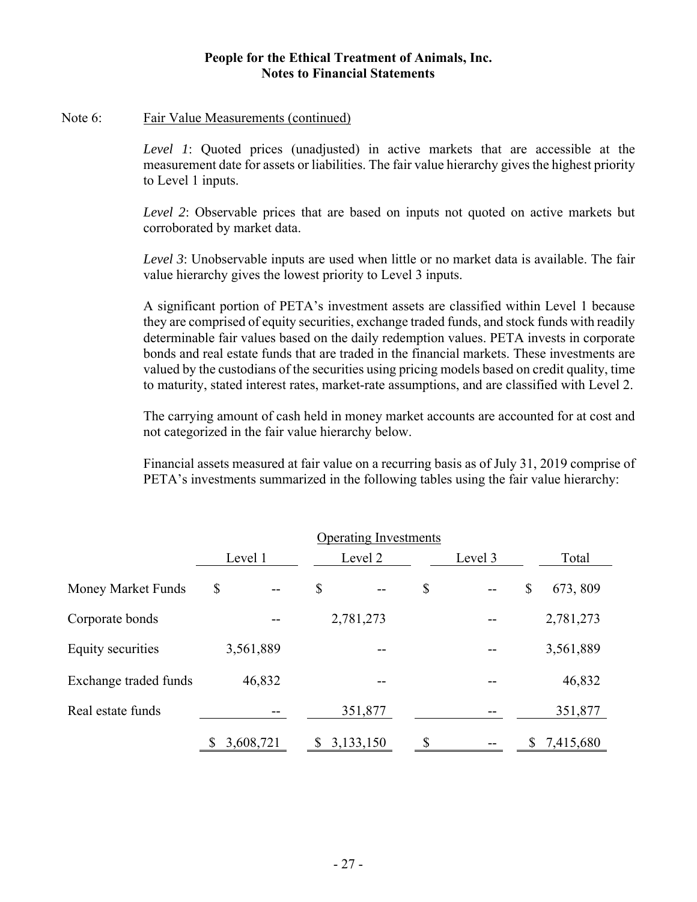**People for the Ethical Treatment of Animals, Inc.**
**Notes to Financial Statements**

Note 6: Fair Value Measurements (continued)

*Level 1*: Quoted prices (unadjusted) in active markets that are accessible at the measurement date for assets or liabilities. The fair value hierarchy gives the highest priority to Level 1 inputs.

*Level 2*: Observable prices that are based on inputs not quoted on active markets but corroborated by market data.

*Level 3*: Unobservable inputs are used when little or no market data is available. The fair value hierarchy gives the lowest priority to Level 3 inputs.

A significant portion of PETA's investment assets are classified within Level 1 because they are comprised of equity securities, exchange traded funds, and stock funds with readily determinable fair values based on the daily redemption values. PETA invests in corporate bonds and real estate funds that are traded in the financial markets. These investments are valued by the custodians of the securities using pricing models based on credit quality, time to maturity, stated interest rates, market-rate assumptions, and are classified with Level 2.

The carrying amount of cash held in money market accounts are accounted for at cost and not categorized in the fair value hierarchy below.

Financial assets measured at fair value on a recurring basis as of July 31, 2019 comprise of PETA's investments summarized in the following tables using the fair value hierarchy:

| | Operating Investments | | | |
|---|---|---|---|---|
| | Level 1 | Level 2 | Level 3 | Total |
| Money Market Funds | $ -- | $ -- | $ -- | $ 673, 809 |
| Corporate bonds | -- | 2,781,273 | -- | 2,781,273 |
| Equity securities | 3,561,889 | -- | -- | 3,561,889 |
| Exchange traded funds | 46,832 | -- | -- | 46,832 |
| Real estate funds | -- | 351,877 | -- | 351,877 |
| | $ 3,608,721 | $ 3,133,150 | $ -- | $ 7,415,680 |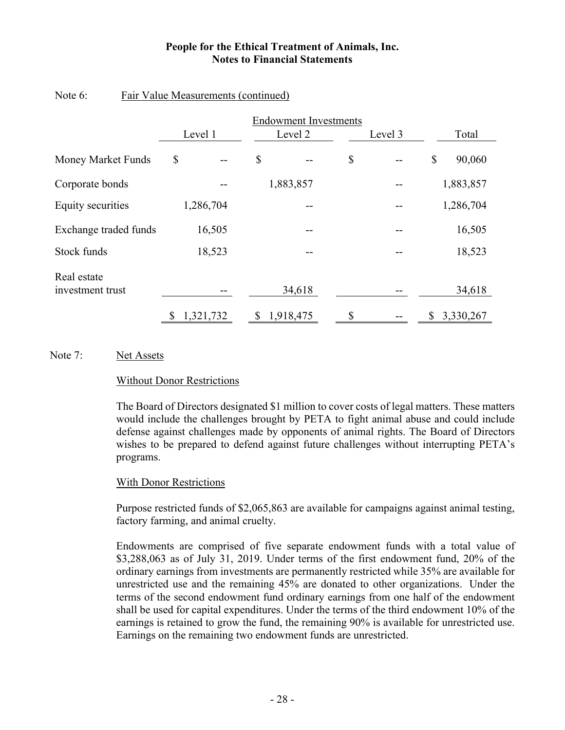Note 6: Fair Value Measurements (continued)

| | Endowment Investments | | | |
|---|---|---|---|---|
| | Level 1 | Level 2 | Level 3 | Total |
| Money Market Funds | $ -- | $ -- | $ -- | $ 90,060 |
| Corporate bonds | -- | 1,883,857 | -- | 1,883,857 |
| Equity securities | 1,286,704 | -- | -- | 1,286,704 |
| Exchange traded funds | 16,505 | -- | -- | 16,505 |
| Stock funds | 18,523 | -- | -- | 18,523 |
| Real estate investment trust | -- | 34,618 | -- | 34,618 |
| | $ 1,321,732 | $ 1,918,475 | $ -- | $ 3,330,267 |

Note 7: Net Assets

Without Donor Restrictions

The Board of Directors designated $1 million to cover costs of legal matters. These matters would include the challenges brought by PETA to fight animal abuse and could include defense against challenges made by opponents of animal rights. The Board of Directors wishes to be prepared to defend against future challenges without interrupting PETA's programs.

With Donor Restrictions

Purpose restricted funds of $2,065,863 are available for campaigns against animal testing, factory farming, and animal cruelty.

Endowments are comprised of five separate endowment funds with a total value of $3,288,063 as of July 31, 2019. Under terms of the first endowment fund, 20% of the ordinary earnings from investments are permanently restricted while 35% are available for unrestricted use and the remaining 45% are donated to other organizations. Under the terms of the second endowment fund ordinary earnings from one half of the endowment shall be used for capital expenditures. Under the terms of the third endowment 10% of the earnings is retained to grow the fund, the remaining 90% is available for unrestricted use. Earnings on the remaining two endowment funds are unrestricted.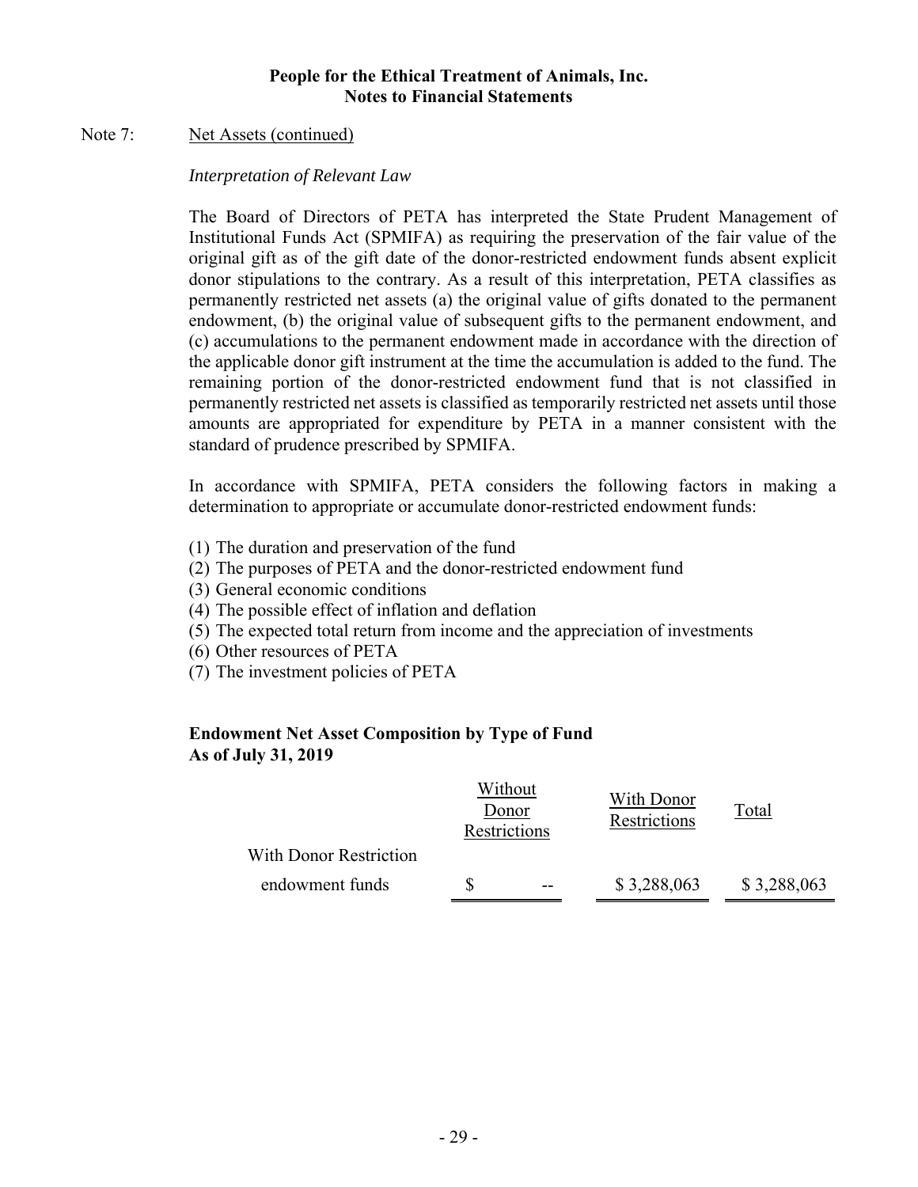**People for the Ethical Treatment of Animals, Inc.**
**Notes to Financial Statements**

Note 7: Net Assets (continued)

*Interpretation of Relevant Law*

The Board of Directors of PETA has interpreted the State Prudent Management of Institutional Funds Act (SPMIFA) as requiring the preservation of the fair value of the original gift as of the gift date of the donor-restricted endowment funds absent explicit donor stipulations to the contrary. As a result of this interpretation, PETA classifies as permanently restricted net assets (a) the original value of gifts donated to the permanent endowment, (b) the original value of subsequent gifts to the permanent endowment, and (c) accumulations to the permanent endowment made in accordance with the direction of the applicable donor gift instrument at the time the accumulation is added to the fund. The remaining portion of the donor-restricted endowment fund that is not classified in permanently restricted net assets is classified as temporarily restricted net assets until those amounts are appropriated for expenditure by PETA in a manner consistent with the standard of prudence prescribed by SPMIFA.

In accordance with SPMIFA, PETA considers the following factors in making a determination to appropriate or accumulate donor-restricted endowment funds:

(1) The duration and preservation of the fund
(2) The purposes of PETA and the donor-restricted endowment fund
(3) General economic conditions
(4) The possible effect of inflation and deflation
(5) The expected total return from income and the appreciation of investments
(6) Other resources of PETA
(7) The investment policies of PETA

**Endowment Net Asset Composition by Type of Fund**
**As of July 31, 2019**

| | Without Donor Restrictions | With Donor Restrictions | Total |
|---|---|---|---|
| With Donor Restriction endowment funds | $ -- | $ 3,288,063 | $ 3,288,063 |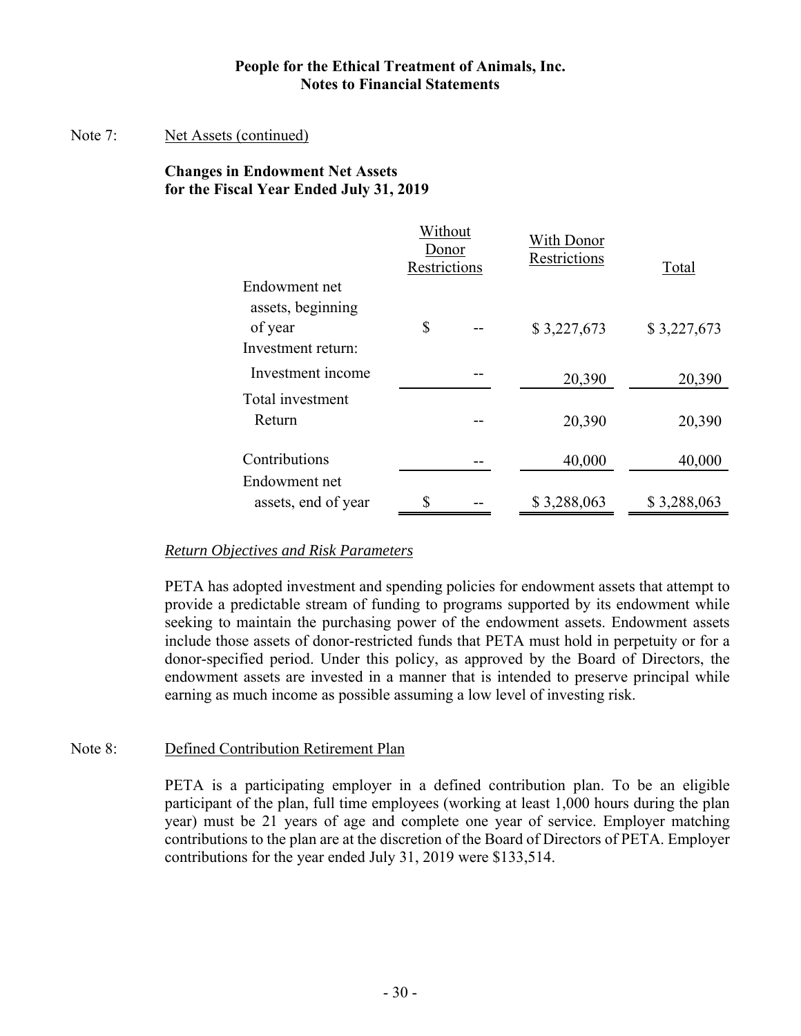**People for the Ethical Treatment of Animals, Inc.**
**Notes to Financial Statements**

Note 7: Net Assets (continued)

**Changes in Endowment Net Assets for the Fiscal Year Ended July 31, 2019**

| | Without Donor Restrictions | With Donor Restrictions | Total |
|---|---|---|---|
| Endowment net assets, beginning of year | $ -- | $ 3,227,673 | $ 3,227,673 |
| Investment return: | | | |
| Investment income | -- | 20,390 | 20,390 |
| Total investment Return | -- | 20,390 | 20,390 |
| Contributions | -- | 40,000 | 40,000 |
| Endowment net assets, end of year | $ -- | $ 3,288,063 | $ 3,288,063 |

*Return Objectives and Risk Parameters*

PETA has adopted investment and spending policies for endowment assets that attempt to provide a predictable stream of funding to programs supported by its endowment while seeking to maintain the purchasing power of the endowment assets. Endowment assets include those assets of donor-restricted funds that PETA must hold in perpetuity or for a donor-specified period. Under this policy, as approved by the Board of Directors, the endowment assets are invested in a manner that is intended to preserve principal while earning as much income as possible assuming a low level of investing risk.

Note 8: Defined Contribution Retirement Plan

PETA is a participating employer in a defined contribution plan. To be an eligible participant of the plan, full time employees (working at least 1,000 hours during the plan year) must be 21 years of age and complete one year of service. Employer matching contributions to the plan are at the discretion of the Board of Directors of PETA. Employer contributions for the year ended July 31, 2019 were $133,514.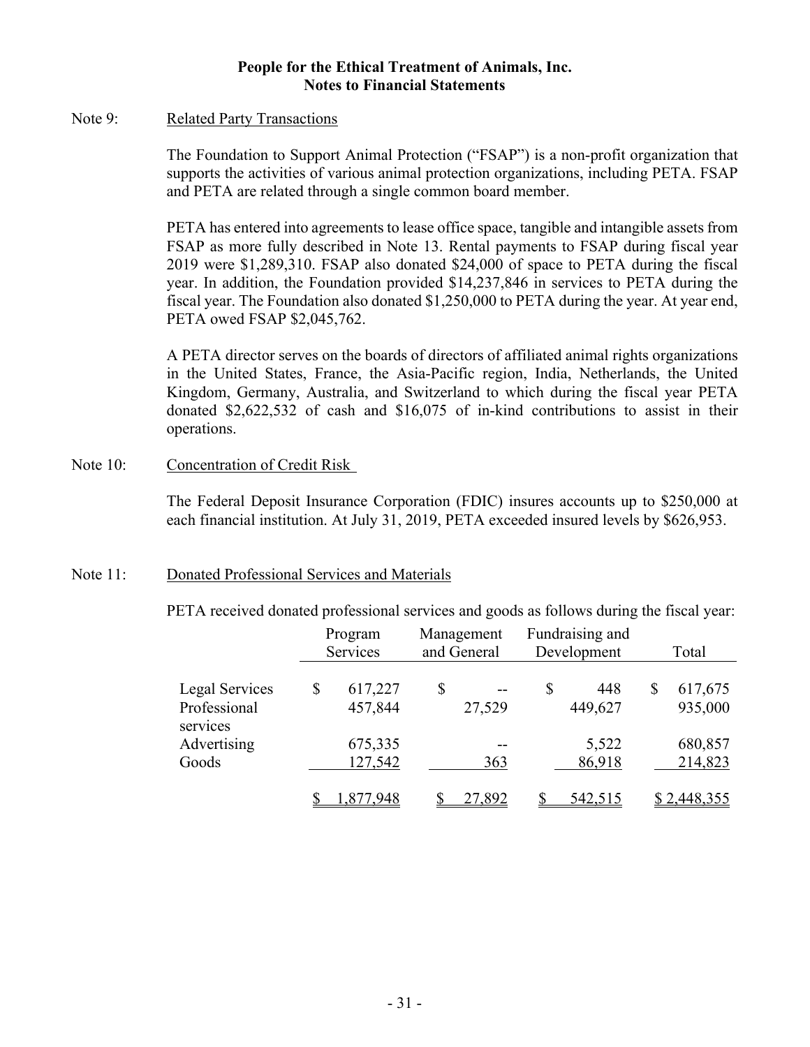**People for the Ethical Treatment of Animals, Inc.**
**Notes to Financial Statements**

Note 9: Related Party Transactions

The Foundation to Support Animal Protection ("FSAP") is a non-profit organization that supports the activities of various animal protection organizations, including PETA. FSAP and PETA are related through a single common board member.

PETA has entered into agreements to lease office space, tangible and intangible assets from FSAP as more fully described in Note 13. Rental payments to FSAP during fiscal year 2019 were $1,289,310. FSAP also donated $24,000 of space to PETA during the fiscal year. In addition, the Foundation provided $14,237,846 in services to PETA during the fiscal year. The Foundation also donated $1,250,000 to PETA during the year. At year end, PETA owed FSAP $2,045,762.

A PETA director serves on the boards of directors of affiliated animal rights organizations in the United States, France, the Asia-Pacific region, India, Netherlands, the United Kingdom, Germany, Australia, and Switzerland to which during the fiscal year PETA donated $2,622,532 of cash and $16,075 of in-kind contributions to assist in their operations.

Note 10: Concentration of Credit Risk

The Federal Deposit Insurance Corporation (FDIC) insures accounts up to $250,000 at each financial institution. At July 31, 2019, PETA exceeded insured levels by $626,953.

Note 11: Donated Professional Services and Materials

PETA received donated professional services and goods as follows during the fiscal year:

| | Program Services | Management and General | Fundraising and Development | Total |
|---|---|---|---|---|
| Legal Services | $ 617,227 | $ -- | $ 448 | $ 617,675 |
| Professional services | 457,844 | 27,529 | 449,627 | 935,000 |
| Advertising | 675,335 | -- | 5,522 | 680,857 |
| Goods | 127,542 | 363 | 86,918 | 214,823 |
| | $ 1,877,948 | $ 27,892 | $ 542,515 | $ 2,448,355 |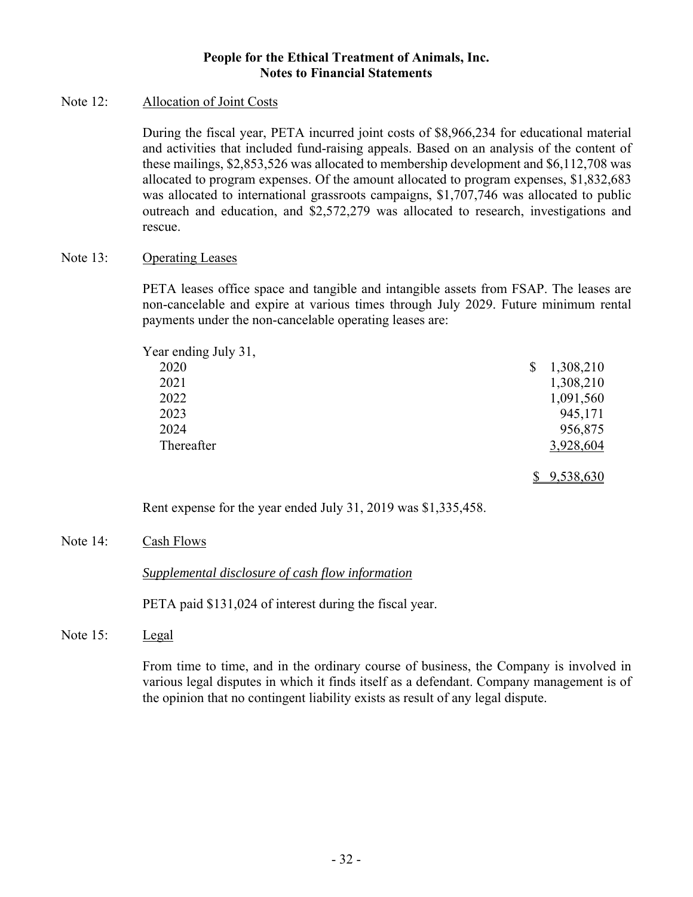**People for the Ethical Treatment of Animals, Inc.**
**Notes to Financial Statements**

Note 12: Allocation of Joint Costs

During the fiscal year, PETA incurred joint costs of $8,966,234 for educational material and activities that included fund-raising appeals. Based on an analysis of the content of these mailings, $2,853,526 was allocated to membership development and $6,112,708 was allocated to program expenses. Of the amount allocated to program expenses, $1,832,683 was allocated to international grassroots campaigns, $1,707,746 was allocated to public outreach and education, and $2,572,279 was allocated to research, investigations and rescue.

Note 13: Operating Leases

PETA leases office space and tangible and intangible assets from FSAP. The leases are non-cancelable and expire at various times through July 2029. Future minimum rental payments under the non-cancelable operating leases are:

| | |
|---|---|
| Year ending July 31, | |
| 2020 | $ 1,308,210 |
| 2021 | 1,308,210 |
| 2022 | 1,091,560 |
| 2023 | 945,171 |
| 2024 | 956,875 |
| Thereafter | 3,928,604 |
| | $ 9,538,630 |

Rent expense for the year ended July 31, 2019 was $1,335,458.

Note 14: Cash Flows

*Supplemental disclosure of cash flow information*

PETA paid $131,024 of interest during the fiscal year.

Note 15: Legal

From time to time, and in the ordinary course of business, the Company is involved in various legal disputes in which it finds itself as a defendant. Company management is of the opinion that no contingent liability exists as result of any legal dispute.